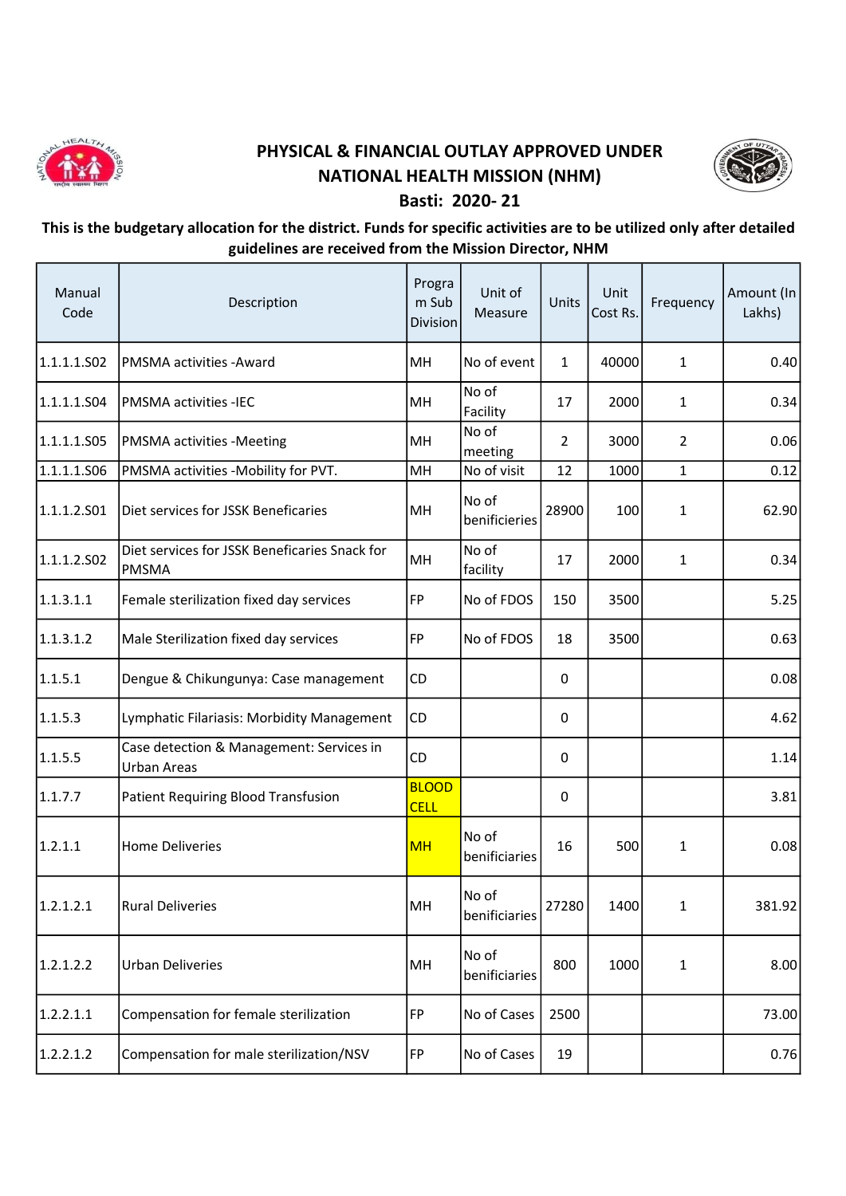# PHYSICAL & FINANCIAL OUTLAY APPROVED UNDER NATIONAL HEALTH MISSION (NHM)

## Basti: 2020- 21

**This is the budgetary allocation for the district. Funds for specific activities are to be utilized only after detailed guidelines are received from the Mission Director, NHM**

| Manual Code | Description | Program Sub Division | Unit of Measure | Units | Unit Cost Rs. | Frequency | Amount (In Lakhs) |
|---|---|---|---|---|---|---|---|
| 1.1.1.1.S02 | PMSMA activities -Award | MH | No of event | 1 | 40000 | 1 | 0.40 |
| 1.1.1.1.S04 | PMSMA activities -IEC | MH | No of Facility | 17 | 2000 | 1 | 0.34 |
| 1.1.1.1.S05 | PMSMA activities -Meeting | MH | No of meeting | 2 | 3000 | 2 | 0.06 |
| 1.1.1.1.S06 | PMSMA activities -Mobility for PVT. | MH | No of visit | 12 | 1000 | 1 | 0.12 |
| 1.1.1.2.S01 | Diet services for JSSK Beneficaries | MH | No of benificieries | 28900 | 100 | 1 | 62.90 |
| 1.1.1.2.S02 | Diet services for JSSK Beneficaries Snack for PMSMA | MH | No of facility | 17 | 2000 | 1 | 0.34 |
| 1.1.3.1.1 | Female sterilization fixed day services | FP | No of FDOS | 150 | 3500 | | 5.25 |
| 1.1.3.1.2 | Male Sterilization fixed day services | FP | No of FDOS | 18 | 3500 | | 0.63 |
| 1.1.5.1 | Dengue & Chikungunya: Case management | CD | | 0 | | | 0.08 |
| 1.1.5.3 | Lymphatic Filariasis: Morbidity Management | CD | | 0 | | | 4.62 |
| 1.1.5.5 | Case detection & Management: Services in Urban Areas | CD | | 0 | | | 1.14 |
| 1.1.7.7 | Patient Requiring Blood Transfusion | BLOOD CELL | | 0 | | | 3.81 |
| 1.2.1.1 | Home Deliveries | MH | No of beniciaries | 16 | 500 | 1 | 0.08 |
| 1.2.1.2.1 | Rural Deliveries | MH | No of beniciaries | 27280 | 1400 | 1 | 381.92 |
| 1.2.1.2.2 | Urban Deliveries | MH | No of beniciaries | 800 | 1000 | 1 | 8.00 |
| 1.2.2.1.1 | Compensation for female sterilization | FP | No of Cases | 2500 | | | 73.00 |
| 1.2.2.1.2 | Compensation for male sterilization/NSV | FP | No of Cases | 19 | | | 0.76 |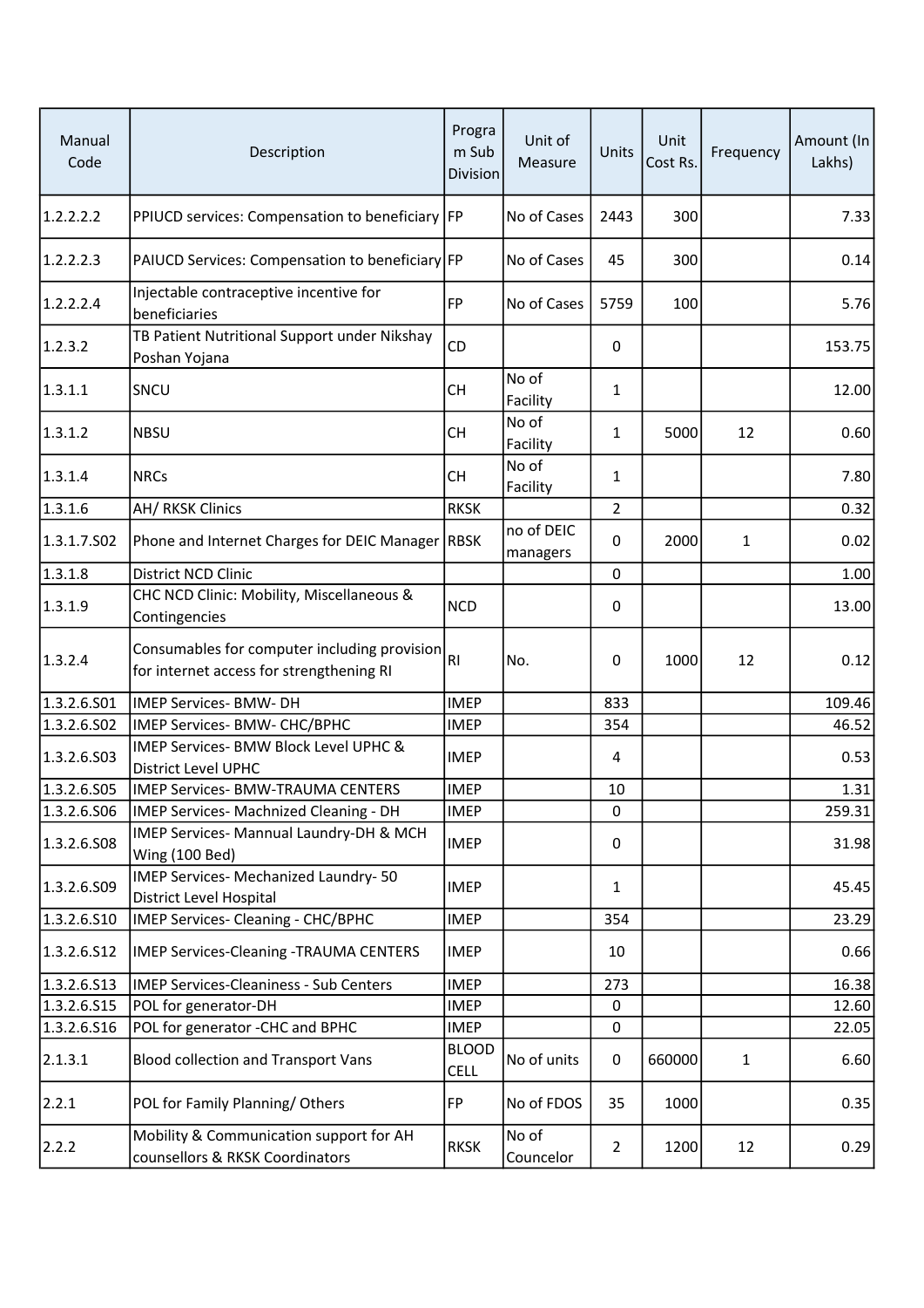| Manual Code | Description | Program Sub Division | Unit of Measure | Units | Unit Cost Rs. | Frequency | Amount (In Lakhs) |
|---|---|---|---|---|---|---|---|
| 1.2.2.2.2 | PPIUCD services: Compensation to beneficiary | FP | No of Cases | 2443 | 300 | | 7.33 |
| 1.2.2.2.3 | PAIUCD Services: Compensation to beneficiary | FP | No of Cases | 45 | 300 | | 0.14 |
| 1.2.2.2.4 | Injectable contraceptive incentive for beneficiaries | FP | No of Cases | 5759 | 100 | | 5.76 |
| 1.2.3.2 | TB Patient Nutritional Support under Nikshay Poshan Yojana | CD | | 0 | | | 153.75 |
| 1.3.1.1 | SNCU | CH | No of Facility | 1 | | | 12.00 |
| 1.3.1.2 | NBSU | CH | No of Facility | 1 | 5000 | 12 | 0.60 |
| 1.3.1.4 | NRCs | CH | No of Facility | 1 | | | 7.80 |
| 1.3.1.6 | AH/ RKSK Clinics | RKSK | | 2 | | | 0.32 |
| 1.3.1.7.S02 | Phone and Internet Charges for DEIC Manager | RBSK | no of DEIC managers | 0 | 2000 | 1 | 0.02 |
| 1.3.1.8 | District NCD Clinic | | | 0 | | | 1.00 |
| 1.3.1.9 | CHC NCD Clinic: Mobility, Miscellaneous & Contingencies | NCD | | 0 | | | 13.00 |
| 1.3.2.4 | Consumables for computer including provision for internet access for strengthening RI | RI | No. | 0 | 1000 | 12 | 0.12 |
| 1.3.2.6.S01 | IMEP Services- BMW- DH | IMEP | | 833 | | | 109.46 |
| 1.3.2.6.S02 | IMEP Services- BMW- CHC/BPHC | IMEP | | 354 | | | 46.52 |
| 1.3.2.6.S03 | IMEP Services- BMW Block Level UPHC & District Level UPHC | IMEP | | 4 | | | 0.53 |
| 1.3.2.6.S05 | IMEP Services- BMW-TRAUMA CENTERS | IMEP | | 10 | | | 1.31 |
| 1.3.2.6.S06 | IMEP Services- Machnized Cleaning - DH | IMEP | | 0 | | | 259.31 |
| 1.3.2.6.S08 | IMEP Services- Mannual Laundry-DH & MCH Wing (100 Bed) | IMEP | | 0 | | | 31.98 |
| 1.3.2.6.S09 | IMEP Services- Mechanized Laundry- 50 District Level Hospital | IMEP | | 1 | | | 45.45 |
| 1.3.2.6.S10 | IMEP Services- Cleaning - CHC/BPHC | IMEP | | 354 | | | 23.29 |
| 1.3.2.6.S12 | IMEP Services-Cleaning -TRAUMA CENTERS | IMEP | | 10 | | | 0.66 |
| 1.3.2.6.S13 | IMEP Services-Cleaniness - Sub Centers | IMEP | | 273 | | | 16.38 |
| 1.3.2.6.S15 | POL for generator-DH | IMEP | | 0 | | | 12.60 |
| 1.3.2.6.S16 | POL for generator -CHC and BPHC | IMEP | | 0 | | | 22.05 |
| 2.1.3.1 | Blood collection and Transport Vans | BLOOD CELL | No of units | 0 | 660000 | 1 | 6.60 |
| 2.2.1 | POL for Family Planning/ Others | FP | No of FDOS | 35 | 1000 | | 0.35 |
| 2.2.2 | Mobility & Communication support for AH counsellors & RKSK Coordinators | RKSK | No of Councelor | 2 | 1200 | 12 | 0.29 |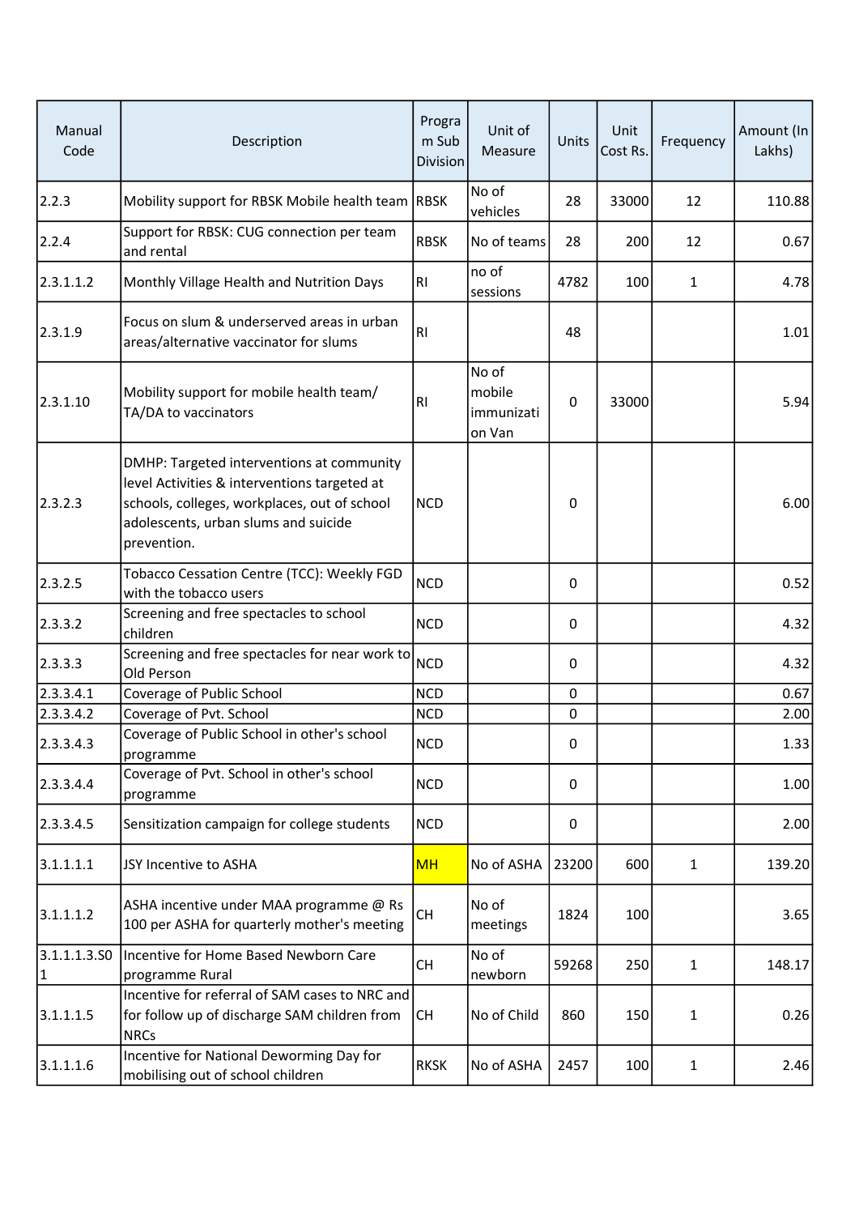| Manual Code | Description | Program Sub Division | Unit of Measure | Units | Unit Cost Rs. | Frequency | Amount (In Lakhs) |
|---|---|---|---|---|---|---|---|
| 2.2.3 | Mobility support for RBSK Mobile health team | RBSK | No of vehicles | 28 | 33000 | 12 | 110.88 |
| 2.2.4 | Support for RBSK: CUG connection per team and rental | RBSK | No of teams | 28 | 200 | 12 | 0.67 |
| 2.3.1.1.2 | Monthly Village Health and Nutrition Days | RI | no of sessions | 4782 | 100 | 1 | 4.78 |
| 2.3.1.9 | Focus on slum & underserved areas in urban areas/alternative vaccinator for slums | RI | | 48 | | | 1.01 |
| 2.3.1.10 | Mobility support for mobile health team/ TA/DA to vaccinators | RI | No of mobile immunization Van | 0 | 33000 | | 5.94 |
| 2.3.2.3 | DMHP: Targeted interventions at community level Activities & interventions targeted at schools, colleges, workplaces, out of school adolescents, urban slums and suicide prevention. | NCD | | 0 | | | 6.00 |
| 2.3.2.5 | Tobacco Cessation Centre (TCC): Weekly FGD with the tobacco users | NCD | | 0 | | | 0.52 |
| 2.3.3.2 | Screening and free spectacles to school children | NCD | | 0 | | | 4.32 |
| 2.3.3.3 | Screening and free spectacles for near work to Old Person | NCD | | 0 | | | 4.32 |
| 2.3.3.4.1 | Coverage of Public School | NCD | | 0 | | | 0.67 |
| 2.3.3.4.2 | Coverage of Pvt. School | NCD | | 0 | | | 2.00 |
| 2.3.3.4.3 | Coverage of Public School in other's school programme | NCD | | 0 | | | 1.33 |
| 2.3.3.4.4 | Coverage of Pvt. School in other's school programme | NCD | | 0 | | | 1.00 |
| 2.3.3.4.5 | Sensitization campaign for college students | NCD | | 0 | | | 2.00 |
| 3.1.1.1.1 | JSY Incentive to ASHA | MH | No of ASHA | 23200 | 600 | 1 | 139.20 |
| 3.1.1.1.2 | ASHA incentive under MAA programme @ Rs 100 per ASHA for quarterly mother's meeting | CH | No of meetings | 1824 | 100 | | 3.65 |
| 3.1.1.1.3.S01 | Incentive for Home Based Newborn Care programme Rural | CH | No of newborn | 59268 | 250 | 1 | 148.17 |
| 3.1.1.1.5 | Incentive for referral of SAM cases to NRC and for follow up of discharge SAM children from NRCs | CH | No of Child | 860 | 150 | 1 | 0.26 |
| 3.1.1.1.6 | Incentive for National Deworming Day for mobilising out of school children | RKSK | No of ASHA | 2457 | 100 | 1 | 2.46 |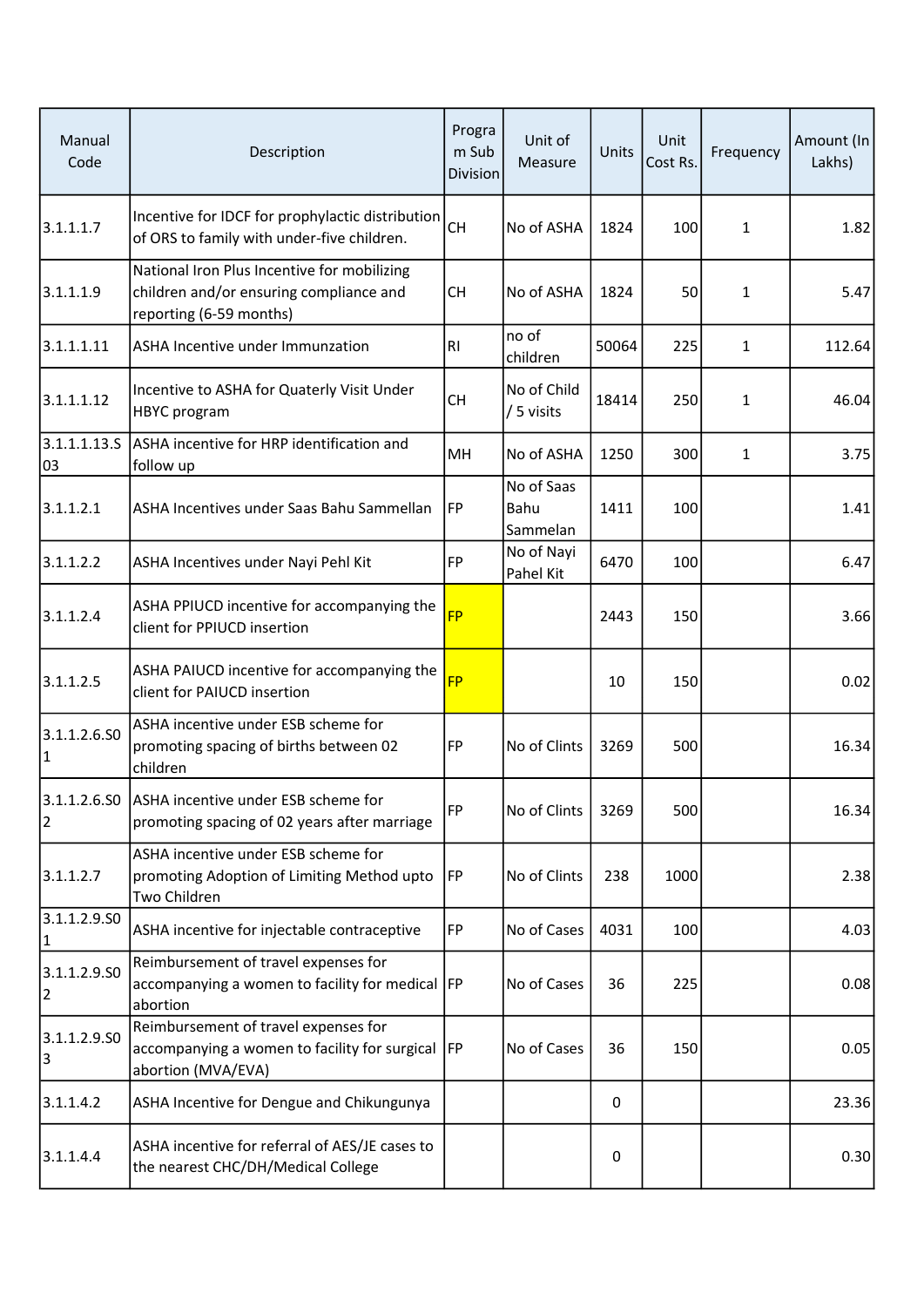| Manual Code | Description | Program Sub Division | Unit of Measure | Units | Unit Cost Rs. | Frequency | Amount (In Lakhs) |
|---|---|---|---|---|---|---|---|
| 3.1.1.1.7 | Incentive for IDCF for prophylactic distribution of ORS to family with under-five children. | CH | No of ASHA | 1824 | 100 | 1 | 1.82 |
| 3.1.1.1.9 | National Iron Plus Incentive for mobilizing children and/or ensuring compliance and reporting (6-59 months) | CH | No of ASHA | 1824 | 50 | 1 | 5.47 |
| 3.1.1.1.11 | ASHA Incentive under Immunzation | RI | no of children | 50064 | 225 | 1 | 112.64 |
| 3.1.1.1.12 | Incentive to ASHA for Quaterly Visit Under HBYC program | CH | No of Child / 5 visits | 18414 | 250 | 1 | 46.04 |
| 3.1.1.1.13.S03 | ASHA incentive for HRP identification and follow up | MH | No of ASHA | 1250 | 300 | 1 | 3.75 |
| 3.1.1.2.1 | ASHA Incentives under Saas Bahu Sammellan | FP | No of Saas Bahu Sammelan | 1411 | 100 | | 1.41 |
| 3.1.1.2.2 | ASHA Incentives under Nayi Pehl Kit | FP | No of Nayi Pahel Kit | 6470 | 100 | | 6.47 |
| 3.1.1.2.4 | ASHA PPIUCD incentive for accompanying the client for PPIUCD insertion | FP | | 2443 | 150 | | 3.66 |
| 3.1.1.2.5 | ASHA PAIUCD incentive for accompanying the client for PAIUCD insertion | FP | | 10 | 150 | | 0.02 |
| 3.1.1.2.6.S01 | ASHA incentive under ESB scheme for promoting spacing of births between 02 children | FP | No of Clints | 3269 | 500 | | 16.34 |
| 3.1.1.2.6.S02 | ASHA incentive under ESB scheme for promoting spacing of 02 years after marriage | FP | No of Clints | 3269 | 500 | | 16.34 |
| 3.1.1.2.7 | ASHA incentive under ESB scheme for promoting Adoption of Limiting Method upto Two Children | FP | No of Clints | 238 | 1000 | | 2.38 |
| 3.1.1.2.9.S01 | ASHA incentive for injectable contraceptive | FP | No of Cases | 4031 | 100 | | 4.03 |
| 3.1.1.2.9.S02 | Reimbursement of travel expenses for accompanying a women to facility for medical abortion | FP | No of Cases | 36 | 225 | | 0.08 |
| 3.1.1.2.9.S03 | Reimbursement of travel expenses for accompanying a women to facility for surgical abortion (MVA/EVA) | FP | No of Cases | 36 | 150 | | 0.05 |
| 3.1.1.4.2 | ASHA Incentive for Dengue and Chikungunya | | | 0 | | | 23.36 |
| 3.1.1.4.4 | ASHA incentive for referral of AES/JE cases to the nearest CHC/DH/Medical College | | | 0 | | | 0.30 |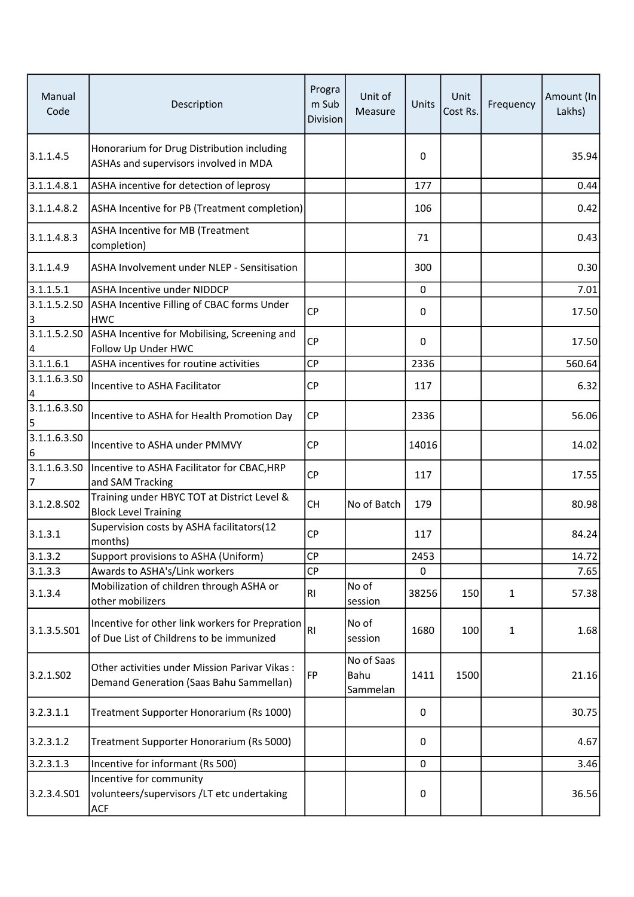| Manual Code | Description | Program Sub Division | Unit of Measure | Units | Unit Cost Rs. | Frequency | Amount (In Lakhs) |
|---|---|---|---|---|---|---|---|
| 3.1.1.4.5 | Honorarium for Drug Distribution including ASHAs and supervisors involved in MDA | | | 0 | | | 35.94 |
| 3.1.1.4.8.1 | ASHA incentive for detection of leprosy | | | 177 | | | 0.44 |
| 3.1.1.4.8.2 | ASHA Incentive for PB (Treatment completion) | | | 106 | | | 0.42 |
| 3.1.1.4.8.3 | ASHA Incentive for MB (Treatment completion) | | | 71 | | | 0.43 |
| 3.1.1.4.9 | ASHA Involvement under NLEP - Sensitisation | | | 300 | | | 0.30 |
| 3.1.1.5.1 | ASHA Incentive under NIDDCP | | | 0 | | | 7.01 |
| 3.1.1.5.2.S03 | ASHA Incentive Filling of CBAC forms Under HWC | CP | | 0 | | | 17.50 |
| 3.1.1.5.2.S04 | ASHA Incentive for Mobilising, Screening and Follow Up Under HWC | CP | | 0 | | | 17.50 |
| 3.1.1.6.1 | ASHA incentives for routine activities | CP | | 2336 | | | 560.64 |
| 3.1.1.6.3.S04 | Incentive to ASHA Facilitator | CP | | 117 | | | 6.32 |
| 3.1.1.6.3.S05 | Incentive to ASHA for Health Promotion Day | CP | | 2336 | | | 56.06 |
| 3.1.1.6.3.S06 | Incentive to ASHA under PMMVY | CP | | 14016 | | | 14.02 |
| 3.1.1.6.3.S07 | Incentive to ASHA Facilitator for CBAC,HRP and SAM Tracking | CP | | 117 | | | 17.55 |
| 3.1.2.8.S02 | Training under HBYC TOT at District Level & Block Level Training | CH | No of Batch | 179 | | | 80.98 |
| 3.1.3.1 | Supervision costs by ASHA facilitators(12 months) | CP | | 117 | | | 84.24 |
| 3.1.3.2 | Support provisions to ASHA (Uniform) | CP | | 2453 | | | 14.72 |
| 3.1.3.3 | Awards to ASHA's/Link workers | CP | | 0 | | | 7.65 |
| 3.1.3.4 | Mobilization of children through ASHA or other mobilizers | RI | No of session | 38256 | 150 | 1 | 57.38 |
| 3.1.3.5.S01 | Incentive for other link workers for Prepration of Due List of Childrens to be immunized | RI | No of session | 1680 | 100 | 1 | 1.68 |
| 3.2.1.S02 | Other activities under Mission Parivar Vikas : Demand Generation (Saas Bahu Sammellan) | FP | No of Saas Bahu Sammelan | 1411 | 1500 | | 21.16 |
| 3.2.3.1.1 | Treatment Supporter Honorarium (Rs 1000) | | | 0 | | | 30.75 |
| 3.2.3.1.2 | Treatment Supporter Honorarium (Rs 5000) | | | 0 | | | 4.67 |
| 3.2.3.1.3 | Incentive for informant (Rs 500) | | | 0 | | | 3.46 |
| 3.2.3.4.S01 | Incentive for community volunteers/supervisors /LT etc undertaking ACF | | | 0 | | | 36.56 |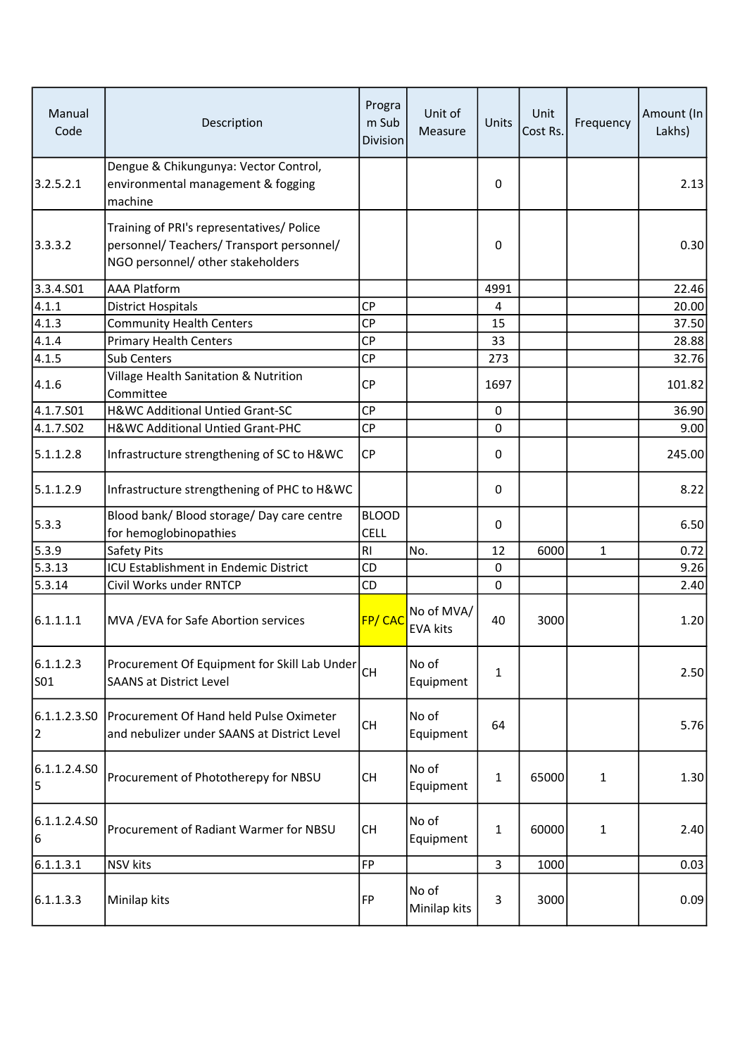| Manual Code | Description | Program Sub Division | Unit of Measure | Units | Unit Cost Rs. | Frequency | Amount (In Lakhs) |
|---|---|---|---|---|---|---|---|
| 3.2.5.2.1 | Dengue & Chikungunya: Vector Control, environmental management & fogging machine | | | 0 | | | 2.13 |
| 3.3.3.2 | Training of PRI's representatives/ Police personnel/ Teachers/ Transport personnel/ NGO personnel/ other stakeholders | | | 0 | | | 0.30 |
| 3.3.4.S01 | AAA Platform | | | 4991 | | | 22.46 |
| 4.1.1 | District Hospitals | CP | | 4 | | | 20.00 |
| 4.1.3 | Community Health Centers | CP | | 15 | | | 37.50 |
| 4.1.4 | Primary Health Centers | CP | | 33 | | | 28.88 |
| 4.1.5 | Sub Centers | CP | | 273 | | | 32.76 |
| 4.1.6 | Village Health Sanitation & Nutrition Committee | CP | | 1697 | | | 101.82 |
| 4.1.7.S01 | H&WC Additional Untied Grant-SC | CP | | 0 | | | 36.90 |
| 4.1.7.S02 | H&WC Additional Untied Grant-PHC | CP | | 0 | | | 9.00 |
| 5.1.1.2.8 | Infrastructure strengthening of SC to H&WC | CP | | 0 | | | 245.00 |
| 5.1.1.2.9 | Infrastructure strengthening of PHC to H&WC | | | 0 | | | 8.22 |
| 5.3.3 | Blood bank/ Blood storage/ Day care centre for hemoglobinopathies | BLOOD CELL | | 0 | | | 6.50 |
| 5.3.9 | Safety Pits | RI | No. | 12 | 6000 | 1 | 0.72 |
| 5.3.13 | ICU Establishment in Endemic District | CD | | 0 | | | 9.26 |
| 5.3.14 | Civil Works under RNTCP | CD | | 0 | | | 2.40 |
| 6.1.1.1.1 | MVA /EVA for Safe Abortion services | FP/ CAC | No of MVA/ EVA kits | 40 | 3000 | | 1.20 |
| 6.1.1.2.3 S01 | Procurement Of Equipment for Skill Lab Under SAANS at District Level | CH | No of Equipment | 1 | | | 2.50 |
| 6.1.1.2.3.S02 | Procurement Of Hand held Pulse Oximeter and nebulizer under SAANS at District Level | CH | No of Equipment | 64 | | | 5.76 |
| 6.1.1.2.4.S05 | Procurement of Phototherepy for NBSU | CH | No of Equipment | 1 | 65000 | 1 | 1.30 |
| 6.1.1.2.4.S06 | Procurement of Radiant Warmer for NBSU | CH | No of Equipment | 1 | 60000 | 1 | 2.40 |
| 6.1.1.3.1 | NSV kits | FP | | 3 | 1000 | | 0.03 |
| 6.1.1.3.3 | Minilap kits | FP | No of Minilap kits | 3 | 3000 | | 0.09 |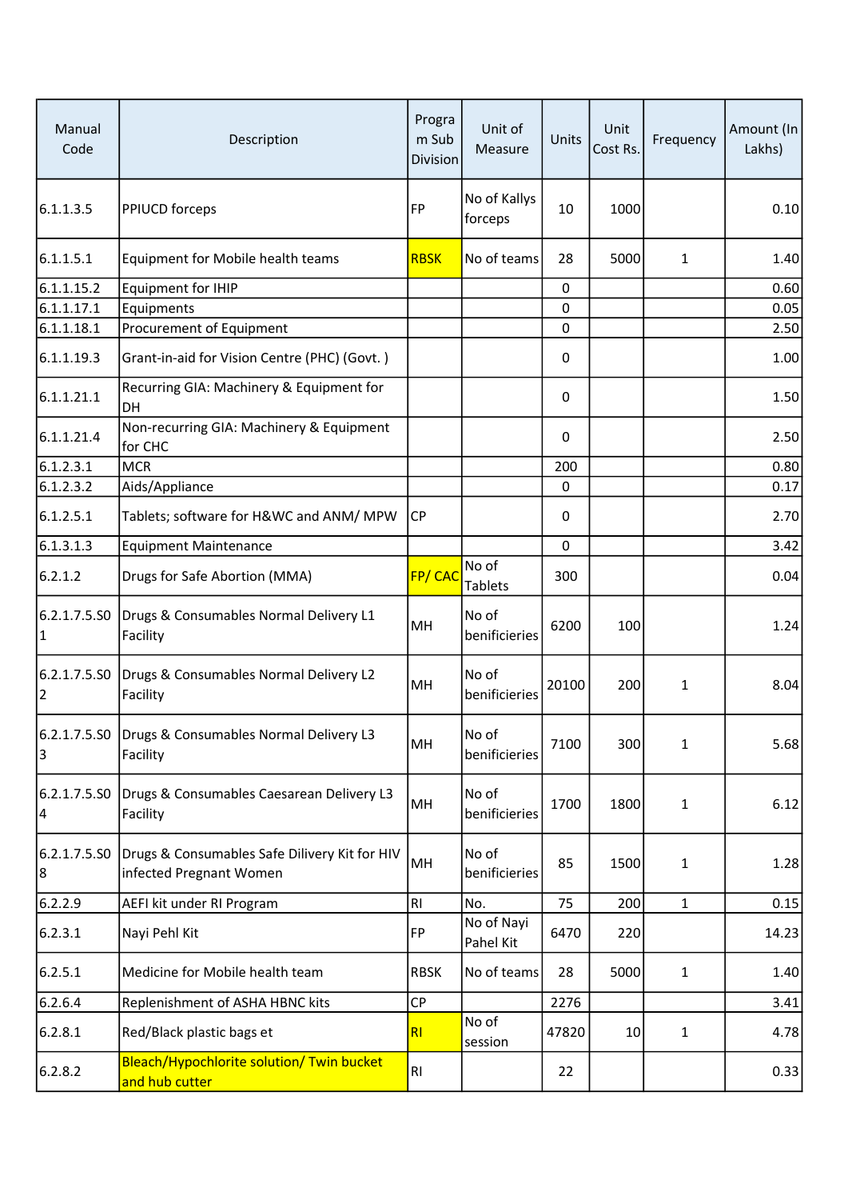| Manual Code | Description | Program Sub Division | Unit of Measure | Units | Unit Cost Rs. | Frequency | Amount (In Lakhs) |
|---|---|---|---|---|---|---|---|
| 6.1.1.3.5 | PPIUCD forceps | FP | No of Kallys forceps | 10 | 1000 | | 0.10 |
| 6.1.1.5.1 | Equipment for Mobile health teams | RBSK | No of teams | 28 | 5000 | 1 | 1.40 |
| 6.1.1.15.2 | Equipment for IHIP | | | 0 | | | 0.60 |
| 6.1.1.17.1 | Equipments | | | 0 | | | 0.05 |
| 6.1.1.18.1 | Procurement of Equipment | | | 0 | | | 2.50 |
| 6.1.1.19.3 | Grant-in-aid for Vision Centre (PHC) (Govt. ) | | | 0 | | | 1.00 |
| 6.1.1.21.1 | Recurring GIA: Machinery & Equipment for DH | | | 0 | | | 1.50 |
| 6.1.1.21.4 | Non-recurring GIA: Machinery & Equipment for CHC | | | 0 | | | 2.50 |
| 6.1.2.3.1 | MCR | | | 200 | | | 0.80 |
| 6.1.2.3.2 | Aids/Appliance | | | 0 | | | 0.17 |
| 6.1.2.5.1 | Tablets; software for H&WC and ANM/ MPW | CP | | 0 | | | 2.70 |
| 6.1.3.1.3 | Equipment Maintenance | | | 0 | | | 3.42 |
| 6.2.1.2 | Drugs for Safe Abortion (MMA) | FP/ CAC | No of Tablets | 300 | | | 0.04 |
| 6.2.1.7.5.S01 | Drugs & Consumables Normal Delivery L1 Facility | MH | No of benificieries | 6200 | 100 | | 1.24 |
| 6.2.1.7.5.S02 | Drugs & Consumables Normal Delivery L2 Facility | MH | No of benificieries | 20100 | 200 | 1 | 8.04 |
| 6.2.1.7.5.S03 | Drugs & Consumables Normal Delivery L3 Facility | MH | No of benificieries | 7100 | 300 | 1 | 5.68 |
| 6.2.1.7.5.S04 | Drugs & Consumables Caesarean Delivery L3 Facility | MH | No of benificieries | 1700 | 1800 | 1 | 6.12 |
| 6.2.1.7.5.S08 | Drugs & Consumables Safe Dilivery Kit for HIV infected Pregnant Women | MH | No of benificieries | 85 | 1500 | 1 | 1.28 |
| 6.2.2.9 | AEFI kit under RI Program | RI | No. | 75 | 200 | 1 | 0.15 |
| 6.2.3.1 | Nayi Pehl Kit | FP | No of Nayi Pahel Kit | 6470 | 220 | | 14.23 |
| 6.2.5.1 | Medicine for Mobile health team | RBSK | No of teams | 28 | 5000 | 1 | 1.40 |
| 6.2.6.4 | Replenishment of ASHA HBNC kits | CP | | 2276 | | | 3.41 |
| 6.2.8.1 | Red/Black plastic bags et | RI | No of session | 47820 | 10 | 1 | 4.78 |
| 6.2.8.2 | Bleach/Hypochlorite solution/ Twin bucket and hub cutter | RI | | 22 | | | 0.33 |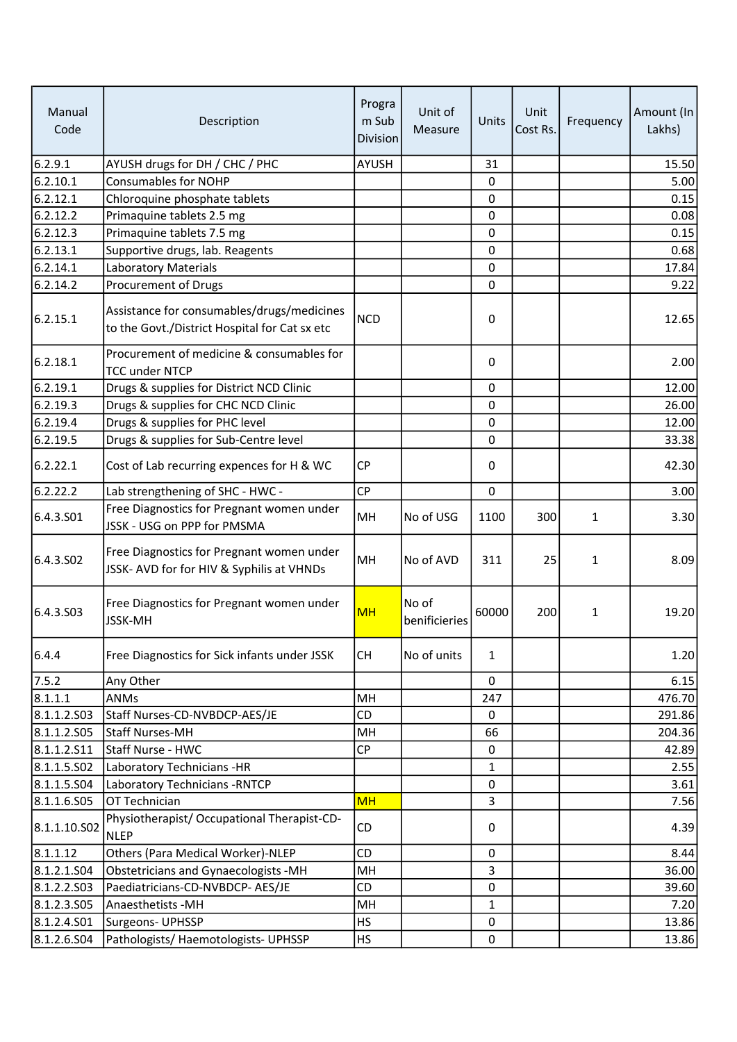| Manual Code | Description | Program Sub Division | Unit of Measure | Units | Unit Cost Rs. | Frequency | Amount (In Lakhs) |
|---|---|---|---|---|---|---|---|
| 6.2.9.1 | AYUSH drugs for DH / CHC / PHC | AYUSH | | 31 | | | 15.50 |
| 6.2.10.1 | Consumables for NOHP | | | 0 | | | 5.00 |
| 6.2.12.1 | Chloroquine phosphate tablets | | | 0 | | | 0.15 |
| 6.2.12.2 | Primaquine tablets 2.5 mg | | | 0 | | | 0.08 |
| 6.2.12.3 | Primaquine tablets 7.5 mg | | | 0 | | | 0.15 |
| 6.2.13.1 | Supportive drugs, lab. Reagents | | | 0 | | | 0.68 |
| 6.2.14.1 | Laboratory Materials | | | 0 | | | 17.84 |
| 6.2.14.2 | Procurement of Drugs | | | 0 | | | 9.22 |
| 6.2.15.1 | Assistance for consumables/drugs/medicines to the Govt./District Hospital for Cat sx etc | NCD | | 0 | | | 12.65 |
| 6.2.18.1 | Procurement of medicine & consumables for TCC under NTCP | | | 0 | | | 2.00 |
| 6.2.19.1 | Drugs & supplies for District NCD Clinic | | | 0 | | | 12.00 |
| 6.2.19.3 | Drugs & supplies for CHC NCD Clinic | | | 0 | | | 26.00 |
| 6.2.19.4 | Drugs & supplies for PHC level | | | 0 | | | 12.00 |
| 6.2.19.5 | Drugs & supplies for Sub-Centre level | | | 0 | | | 33.38 |
| 6.2.22.1 | Cost of Lab recurring expences for H & WC | CP | | 0 | | | 42.30 |
| 6.2.22.2 | Lab strengthening of SHC - HWC - | CP | | 0 | | | 3.00 |
| 6.4.3.S01 | Free Diagnostics for Pregnant women under JSSK - USG on PPP for PMSMA | MH | No of USG | 1100 | 300 | 1 | 3.30 |
| 6.4.3.S02 | Free Diagnostics for Pregnant women under JSSK- AVD for for HIV & Syphilis at VHNDs | MH | No of AVD | 311 | 25 | 1 | 8.09 |
| 6.4.3.S03 | Free Diagnostics for Pregnant women under JSSK-MH | MH | No of benificieries | 60000 | 200 | 1 | 19.20 |
| 6.4.4 | Free Diagnostics for Sick infants under JSSK | CH | No of units | 1 | | | 1.20 |
| 7.5.2 | Any Other | | | 0 | | | 6.15 |
| 8.1.1.1 | ANMs | MH | | 247 | | | 476.70 |
| 8.1.1.2.S03 | Staff Nurses-CD-NVBDCP-AES/JE | CD | | 0 | | | 291.86 |
| 8.1.1.2.S05 | Staff Nurses-MH | MH | | 66 | | | 204.36 |
| 8.1.1.2.S11 | Staff Nurse - HWC | CP | | 0 | | | 42.89 |
| 8.1.1.5.S02 | Laboratory Technicians -HR | | | 1 | | | 2.55 |
| 8.1.1.5.S04 | Laboratory Technicians -RNTCP | | | 0 | | | 3.61 |
| 8.1.1.6.S05 | OT Technician | MH | | 3 | | | 7.56 |
| 8.1.1.10.S02 | Physiotherapist/ Occupational Therapist-CD-NLEP | CD | | 0 | | | 4.39 |
| 8.1.1.12 | Others (Para Medical Worker)-NLEP | CD | | 0 | | | 8.44 |
| 8.1.2.1.S04 | Obstetricians and Gynaecologists -MH | MH | | 3 | | | 36.00 |
| 8.1.2.2.S03 | Paediatricians-CD-NVBDCP- AES/JE | CD | | 0 | | | 39.60 |
| 8.1.2.3.S05 | Anaesthetists -MH | MH | | 1 | | | 7.20 |
| 8.1.2.4.S01 | Surgeons- UPHSSP | HS | | 0 | | | 13.86 |
| 8.1.2.6.S04 | Pathologists/ Haematologists- UPHSSP | HS | | 0 | | | 13.86 |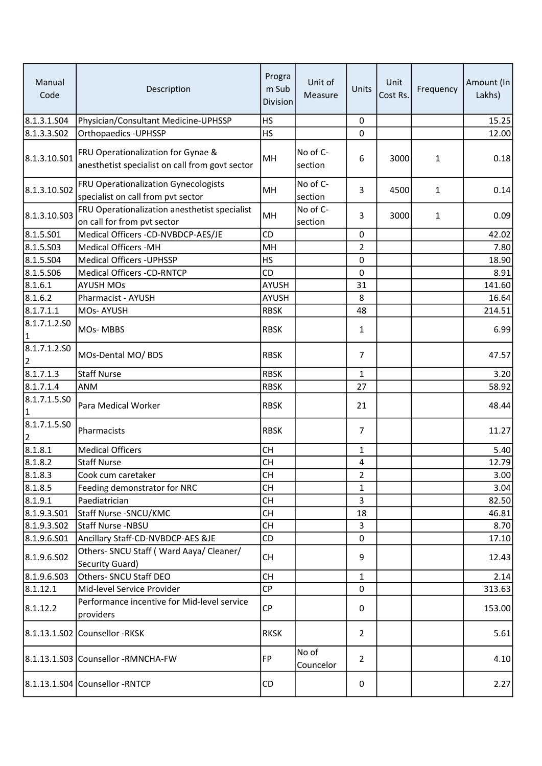| Manual Code | Description | Program Sub Division | Unit of Measure | Units | Unit Cost Rs. | Frequency | Amount (In Lakhs) |
|---|---|---|---|---|---|---|---|
| 8.1.3.1.S04 | Physician/Consultant Medicine-UPHSSP | HS | | 0 | | | 15.25 |
| 8.1.3.3.S02 | Orthopaedics -UPHSSP | HS | | 0 | | | 12.00 |
| 8.1.3.10.S01 | FRU Operationalization for Gynae & anesthetist specialist on call from govt sector | MH | No of C-section | 6 | 3000 | 1 | 0.18 |
| 8.1.3.10.S02 | FRU Operationalization Gynecologists specialist on call from pvt sector | MH | No of C-section | 3 | 4500 | 1 | 0.14 |
| 8.1.3.10.S03 | FRU Operationalization anesthetist specialist on call for from pvt sector | MH | No of C-section | 3 | 3000 | 1 | 0.09 |
| 8.1.5.S01 | Medical Officers -CD-NVBDCP-AES/JE | CD | | 0 | | | 42.02 |
| 8.1.5.S03 | Medical Officers -MH | MH | | 2 | | | 7.80 |
| 8.1.5.S04 | Medical Officers -UPHSSP | HS | | 0 | | | 18.90 |
| 8.1.5.S06 | Medical Officers -CD-RNTCP | CD | | 0 | | | 8.91 |
| 8.1.6.1 | AYUSH MOs | AYUSH | | 31 | | | 141.60 |
| 8.1.6.2 | Pharmacist - AYUSH | AYUSH | | 8 | | | 16.64 |
| 8.1.7.1.1 | MOs- AYUSH | RBSK | | 48 | | | 214.51 |
| 8.1.7.1.2.S01 | MOs- MBBS | RBSK | | 1 | | | 6.99 |
| 8.1.7.1.2.S02 | MOs-Dental MO/ BDS | RBSK | | 7 | | | 47.57 |
| 8.1.7.1.3 | Staff Nurse | RBSK | | 1 | | | 3.20 |
| 8.1.7.1.4 | ANM | RBSK | | 27 | | | 58.92 |
| 8.1.7.1.5.S01 | Para Medical Worker | RBSK | | 21 | | | 48.44 |
| 8.1.7.1.5.S02 | Pharmacists | RBSK | | 7 | | | 11.27 |
| 8.1.8.1 | Medical Officers | CH | | 1 | | | 5.40 |
| 8.1.8.2 | Staff Nurse | CH | | 4 | | | 12.79 |
| 8.1.8.3 | Cook cum caretaker | CH | | 2 | | | 3.00 |
| 8.1.8.5 | Feeding demonstrator for NRC | CH | | 1 | | | 3.04 |
| 8.1.9.1 | Paediatrician | CH | | 3 | | | 82.50 |
| 8.1.9.3.S01 | Staff Nurse -SNCU/KMC | CH | | 18 | | | 46.81 |
| 8.1.9.3.S02 | Staff Nurse -NBSU | CH | | 3 | | | 8.70 |
| 8.1.9.6.S01 | Ancillary Staff-CD-NVBDCP-AES &JE | CD | | 0 | | | 17.10 |
| 8.1.9.6.S02 | Others- SNCU Staff ( Ward Aaya/ Cleaner/ Security Guard) | CH | | 9 | | | 12.43 |
| 8.1.9.6.S03 | Others- SNCU Staff DEO | CH | | 1 | | | 2.14 |
| 8.1.12.1 | Mid-level Service Provider | CP | | 0 | | | 313.63 |
| 8.1.12.2 | Performance incentive for Mid-level service providers | CP | | 0 | | | 153.00 |
| 8.1.13.1.S02 | Counsellor -RKSK | RKSK | | 2 | | | 5.61 |
| 8.1.13.1.S03 | Counsellor -RMNCHA-FW | FP | No of Councelor | 2 | | | 4.10 |
| 8.1.13.1.S04 | Counsellor -RNTCP | CD | | 0 | | | 2.27 |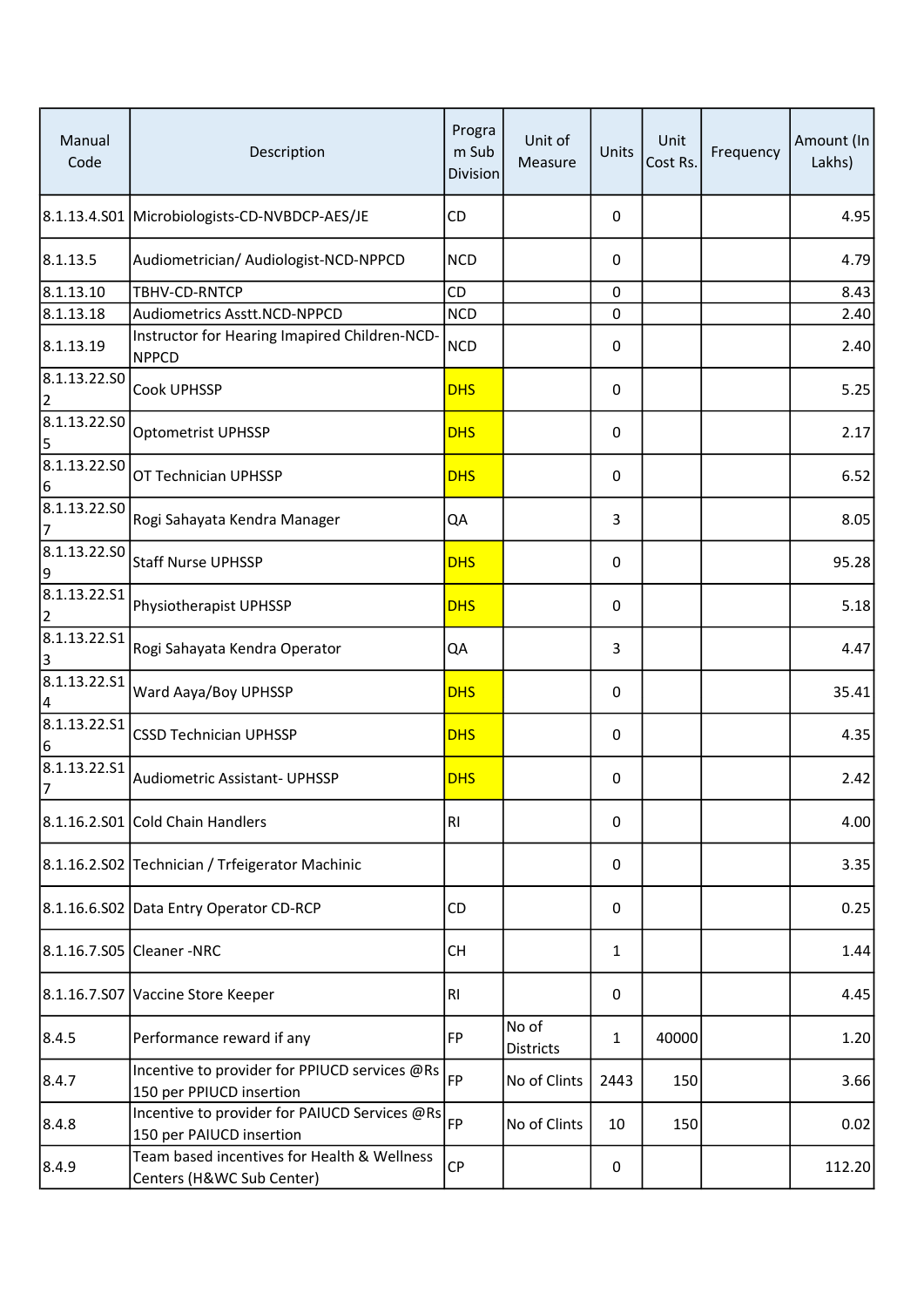| Manual Code | Description | Program Sub Division | Unit of Measure | Units | Unit Cost Rs. | Frequency | Amount (In Lakhs) |
|---|---|---|---|---|---|---|---|
| 8.1.13.4.S01 | Microbiologists-CD-NVBDCP-AES/JE | CD | | 0 | | | 4.95 |
| 8.1.13.5 | Audiometrician/ Audiologist-NCD-NPPCD | NCD | | 0 | | | 4.79 |
| 8.1.13.10 | TBHV-CD-RNTCP | CD | | 0 | | | 8.43 |
| 8.1.13.18 | Audiometrics Asstt.NCD-NPPCD | NCD | | 0 | | | 2.40 |
| 8.1.13.19 | Instructor for Hearing Imapired Children-NCD-NPPCD | NCD | | 0 | | | 2.40 |
| 8.1.13.22.S02 | Cook UPHSSP | DHS | | 0 | | | 5.25 |
| 8.1.13.22.S05 | Optometrist UPHSSP | DHS | | 0 | | | 2.17 |
| 8.1.13.22.S06 | OT Technician UPHSSP | DHS | | 0 | | | 6.52 |
| 8.1.13.22.S07 | Rogi Sahayata Kendra Manager | QA | | 3 | | | 8.05 |
| 8.1.13.22.S09 | Staff Nurse UPHSSP | DHS | | 0 | | | 95.28 |
| 8.1.13.22.S12 | Physiotherapist UPHSSP | DHS | | 0 | | | 5.18 |
| 8.1.13.22.S13 | Rogi Sahayata Kendra Operator | QA | | 3 | | | 4.47 |
| 8.1.13.22.S14 | Ward Aaya/Boy UPHSSP | DHS | | 0 | | | 35.41 |
| 8.1.13.22.S16 | CSSD Technician UPHSSP | DHS | | 0 | | | 4.35 |
| 8.1.13.22.S17 | Audiometric Assistant- UPHSSP | DHS | | 0 | | | 2.42 |
| 8.1.16.2.S01 | Cold Chain Handlers | RI | | 0 | | | 4.00 |
| 8.1.16.2.S02 | Technician / Trfeigerator Machinic | | | 0 | | | 3.35 |
| 8.1.16.6.S02 | Data Entry Operator CD-RCP | CD | | 0 | | | 0.25 |
| 8.1.16.7.S05 | Cleaner -NRC | CH | | 1 | | | 1.44 |
| 8.1.16.7.S07 | Vaccine Store Keeper | RI | | 0 | | | 4.45 |
| 8.4.5 | Performance reward if any | FP | No of Districts | 1 | 40000 | | 1.20 |
| 8.4.7 | Incentive to provider for PPIUCD services @Rs 150 per PPIUCD insertion | FP | No of Clints | 2443 | 150 | | 3.66 |
| 8.4.8 | Incentive to provider for PAIUCD Services @Rs 150 per PAIUCD insertion | FP | No of Clints | 10 | 150 | | 0.02 |
| 8.4.9 | Team based incentives for Health & Wellness Centers (H&WC Sub Center) | CP | | 0 | | | 112.20 |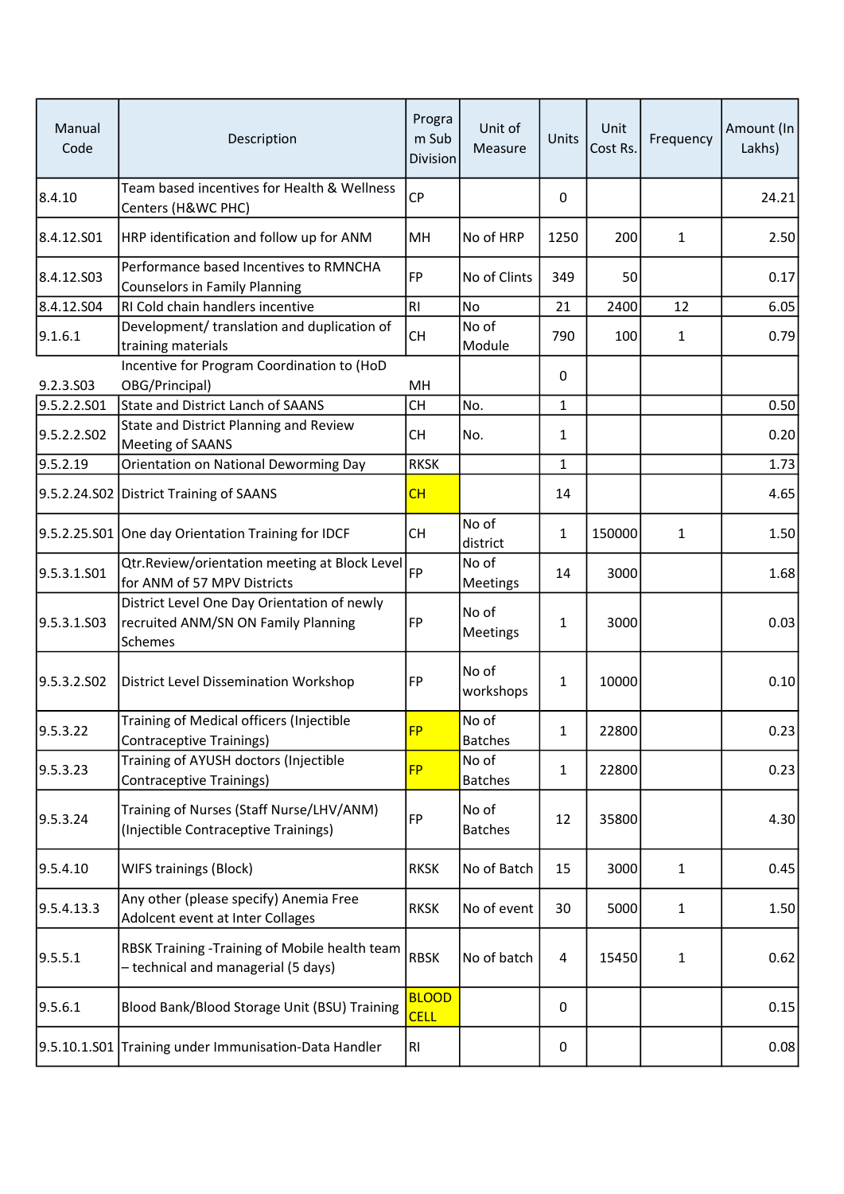| Manual Code | Description | Program Sub Division | Unit of Measure | Units | Unit Cost Rs. | Frequency | Amount (In Lakhs) |
|---|---|---|---|---|---|---|---|
| 8.4.10 | Team based incentives for Health & Wellness Centers (H&WC PHC) | CP | | 0 | | | 24.21 |
| 8.4.12.S01 | HRP identification and follow up for ANM | MH | No of HRP | 1250 | 200 | 1 | 2.50 |
| 8.4.12.S03 | Performance based Incentives to RMNCHA Counselors in Family Planning | FP | No of Clints | 349 | 50 | | 0.17 |
| 8.4.12.S04 | RI Cold chain handlers incentive | RI | No | 21 | 2400 | 12 | 6.05 |
| 9.1.6.1 | Development/ translation and duplication of training materials | CH | No of Module | 790 | 100 | 1 | 0.79 |
| 9.2.3.S03 | Incentive for Program Coordination to (HoD OBG/Principal) | MH | | 0 | | | |
| 9.5.2.2.S01 | State and District Lanch of SAANS | CH | No. | 1 | | | 0.50 |
| 9.5.2.2.S02 | State and District Planning and Review Meeting of SAANS | CH | No. | 1 | | | 0.20 |
| 9.5.2.19 | Orientation on National Deworming Day | RKSK | | 1 | | | 1.73 |
| 9.5.2.24.S02 | District Training of SAANS | CH | | 14 | | | 4.65 |
| 9.5.2.25.S01 | One day Orientation Training for IDCF | CH | No of district | 1 | 150000 | 1 | 1.50 |
| 9.5.3.1.S01 | Qtr.Review/orientation meeting at Block Level for ANM of 57 MPV Districts | FP | No of Meetings | 14 | 3000 | | 1.68 |
| 9.5.3.1.S03 | District Level One Day Orientation of newly recruited ANM/SN ON Family Planning Schemes | FP | No of Meetings | 1 | 3000 | | 0.03 |
| 9.5.3.2.S02 | District Level Dissemination Workshop | FP | No of workshops | 1 | 10000 | | 0.10 |
| 9.5.3.22 | Training of Medical officers (Injectible Contraceptive Trainings) | FP | No of Batches | 1 | 22800 | | 0.23 |
| 9.5.3.23 | Training of AYUSH doctors (Injectible Contraceptive Trainings) | FP | No of Batches | 1 | 22800 | | 0.23 |
| 9.5.3.24 | Training of Nurses (Staff Nurse/LHV/ANM) (Injectible Contraceptive Trainings) | FP | No of Batches | 12 | 35800 | | 4.30 |
| 9.5.4.10 | WIFS trainings (Block) | RKSK | No of Batch | 15 | 3000 | 1 | 0.45 |
| 9.5.4.13.3 | Any other (please specify) Anemia Free Adolcent event at Inter Collages | RKSK | No of event | 30 | 5000 | 1 | 1.50 |
| 9.5.5.1 | RBSK Training -Training of Mobile health team – technical and managerial (5 days) | RBSK | No of batch | 4 | 15450 | 1 | 0.62 |
| 9.5.6.1 | Blood Bank/Blood Storage Unit (BSU) Training | BLOOD CELL | | 0 | | | 0.15 |
| 9.5.10.1.S01 | Training under Immunisation-Data Handler | RI | | 0 | | | 0.08 |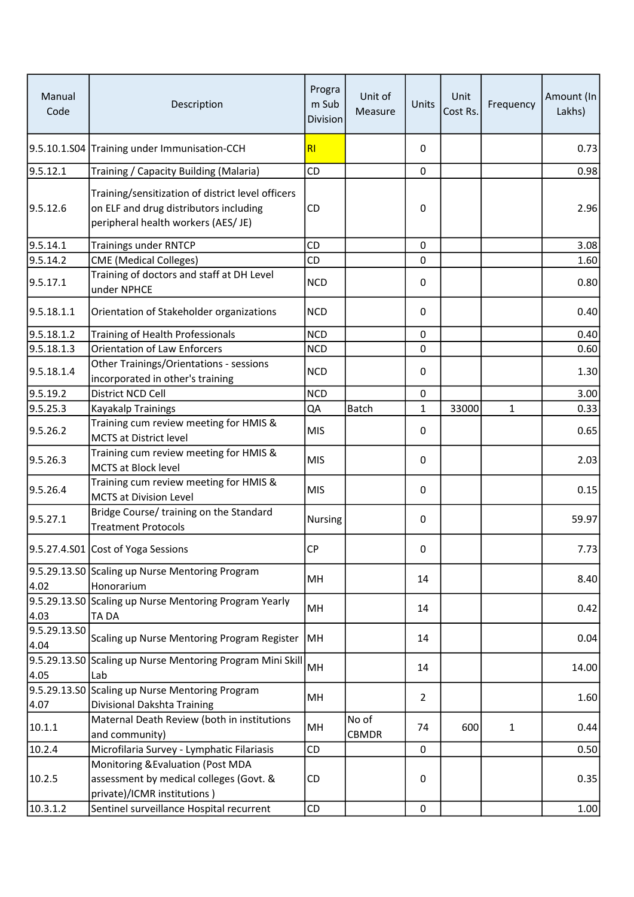| Manual Code | Description | Program Sub Division | Unit of Measure | Units | Unit Cost Rs. | Frequency | Amount (In Lakhs) |
|---|---|---|---|---|---|---|---|
| 9.5.10.1.S04 | Training under Immunisation-CCH | RI | | 0 | | | 0.73 |
| 9.5.12.1 | Training / Capacity Building (Malaria) | CD | | 0 | | | 0.98 |
| 9.5.12.6 | Training/sensitization of district level officers on ELF and drug distributors including peripheral health workers (AES/ JE) | CD | | 0 | | | 2.96 |
| 9.5.14.1 | Trainings under RNTCP | CD | | 0 | | | 3.08 |
| 9.5.14.2 | CME (Medical Colleges) | CD | | 0 | | | 1.60 |
| 9.5.17.1 | Training of doctors and staff at DH Level under NPHCE | NCD | | 0 | | | 0.80 |
| 9.5.18.1.1 | Orientation of Stakeholder organizations | NCD | | 0 | | | 0.40 |
| 9.5.18.1.2 | Training of Health Professionals | NCD | | 0 | | | 0.40 |
| 9.5.18.1.3 | Orientation of Law Enforcers | NCD | | 0 | | | 0.60 |
| 9.5.18.1.4 | Other Trainings/Orientations - sessions incorporated in other's training | NCD | | 0 | | | 1.30 |
| 9.5.19.2 | District NCD Cell | NCD | | 0 | | | 3.00 |
| 9.5.25.3 | Kayakalp Trainings | QA | Batch | 1 | 33000 | 1 | 0.33 |
| 9.5.26.2 | Training cum review meeting for HMIS & MCTS at District level | MIS | | 0 | | | 0.65 |
| 9.5.26.3 | Training cum review meeting for HMIS & MCTS at Block level | MIS | | 0 | | | 2.03 |
| 9.5.26.4 | Training cum review meeting for HMIS & MCTS at Division Level | MIS | | 0 | | | 0.15 |
| 9.5.27.1 | Bridge Course/ training on the Standard Treatment Protocols | Nursing | | 0 | | | 59.97 |
| 9.5.27.4.S01 | Cost of Yoga Sessions | CP | | 0 | | | 7.73 |
| 9.5.29.13.S04.02 | Scaling up Nurse Mentoring Program Honorarium | MH | | 14 | | | 8.40 |
| 9.5.29.13.S04.03 | Scaling up Nurse Mentoring Program Yearly TA DA | MH | | 14 | | | 0.42 |
| 9.5.29.13.S04.04 | Scaling up Nurse Mentoring Program Register | MH | | 14 | | | 0.04 |
| 9.5.29.13.S04.05 | Scaling up Nurse Mentoring Program Mini Skill Lab | MH | | 14 | | | 14.00 |
| 9.5.29.13.S04.07 | Scaling up Nurse Mentoring Program Divisional Dakshta Training | MH | | 2 | | | 1.60 |
| 10.1.1 | Maternal Death Review (both in institutions and community) | MH | No of CBMDR | 74 | 600 | 1 | 0.44 |
| 10.2.4 | Microfilaria Survey - Lymphatic Filariasis | CD | | 0 | | | 0.50 |
| 10.2.5 | Monitoring &Evaluation (Post MDA assessment by medical colleges (Govt. & private)/ICMR institutions ) | CD | | 0 | | | 0.35 |
| 10.3.1.2 | Sentinel surveillance Hospital recurrent | CD | | 0 | | | 1.00 |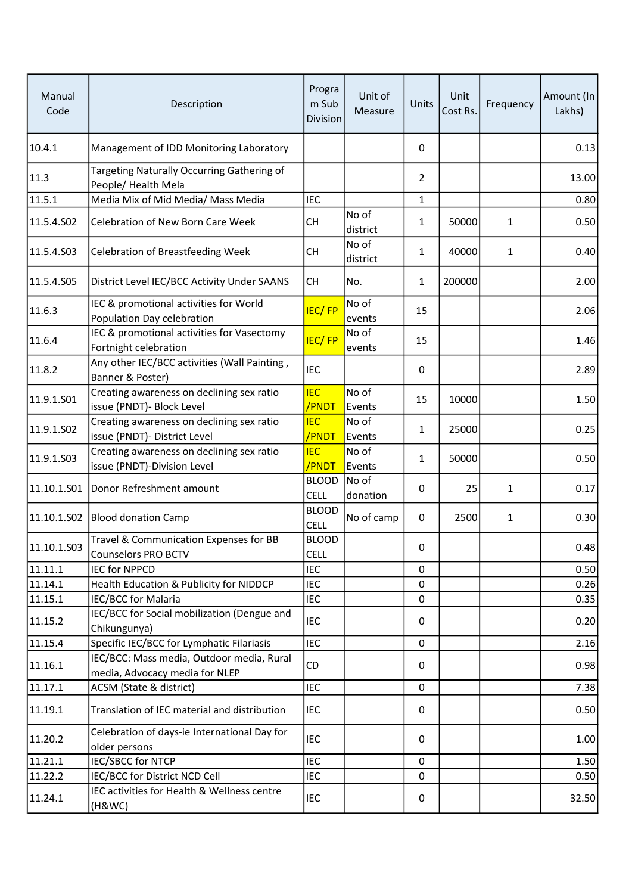| Manual Code | Description | Program Sub Division | Unit of Measure | Units | Unit Cost Rs. | Frequency | Amount (In Lakhs) |
|---|---|---|---|---|---|---|---|
| 10.4.1 | Management of IDD Monitoring Laboratory | | | 0 | | | 0.13 |
| 11.3 | Targeting Naturally Occurring Gathering of People/ Health Mela | | | 2 | | | 13.00 |
| 11.5.1 | Media Mix of Mid Media/ Mass Media | IEC | | 1 | | | 0.80 |
| 11.5.4.S02 | Celebration of New Born Care Week | CH | No of district | 1 | 50000 | 1 | 0.50 |
| 11.5.4.S03 | Celebration of Breastfeeding Week | CH | No of district | 1 | 40000 | 1 | 0.40 |
| 11.5.4.S05 | District Level IEC/BCC Activity Under SAANS | CH | No. | 1 | 200000 | | 2.00 |
| 11.6.3 | IEC & promotional activities for World Population Day celebration | IEC/ FP | No of events | 15 | | | 2.06 |
| 11.6.4 | IEC & promotional activities for Vasectomy Fortnight celebration | IEC/ FP | No of events | 15 | | | 1.46 |
| 11.8.2 | Any other IEC/BCC activities (Wall Painting , Banner & Poster) | IEC | | 0 | | | 2.89 |
| 11.9.1.S01 | Creating awareness on declining sex ratio issue (PNDT)- Block Level | IEC /PNDT | No of Events | 15 | 10000 | | 1.50 |
| 11.9.1.S02 | Creating awareness on declining sex ratio issue (PNDT)- District Level | IEC /PNDT | No of Events | 1 | 25000 | | 0.25 |
| 11.9.1.S03 | Creating awareness on declining sex ratio issue (PNDT)-Division Level | IEC /PNDT | No of Events | 1 | 50000 | | 0.50 |
| 11.10.1.S01 | Donor Refreshment amount | BLOOD CELL | No of donation | 0 | 25 | 1 | 0.17 |
| 11.10.1.S02 | Blood donation Camp | BLOOD CELL | No of camp | 0 | 2500 | 1 | 0.30 |
| 11.10.1.S03 | Travel & Communication Expenses for BB Counselors PRO BCTV | BLOOD CELL | | 0 | | | 0.48 |
| 11.11.1 | IEC for NPPCD | IEC | | 0 | | | 0.50 |
| 11.14.1 | Health Education & Publicity for NIDDCP | IEC | | 0 | | | 0.26 |
| 11.15.1 | IEC/BCC for Malaria | IEC | | 0 | | | 0.35 |
| 11.15.2 | IEC/BCC for Social mobilization (Dengue and Chikungunya) | IEC | | 0 | | | 0.20 |
| 11.15.4 | Specific IEC/BCC for Lymphatic Filariasis | IEC | | 0 | | | 2.16 |
| 11.16.1 | IEC/BCC: Mass media, Outdoor media, Rural media, Advocacy media for NLEP | CD | | 0 | | | 0.98 |
| 11.17.1 | ACSM (State & district) | IEC | | 0 | | | 7.38 |
| 11.19.1 | Translation of IEC material and distribution | IEC | | 0 | | | 0.50 |
| 11.20.2 | Celebration of days-ie International Day for older persons | IEC | | 0 | | | 1.00 |
| 11.21.1 | IEC/SBCC for NTCP | IEC | | 0 | | | 1.50 |
| 11.22.2 | IEC/BCC for District NCD Cell | IEC | | 0 | | | 0.50 |
| 11.24.1 | IEC activities for Health & Wellness centre (H&WC) | IEC | | 0 | | | 32.50 |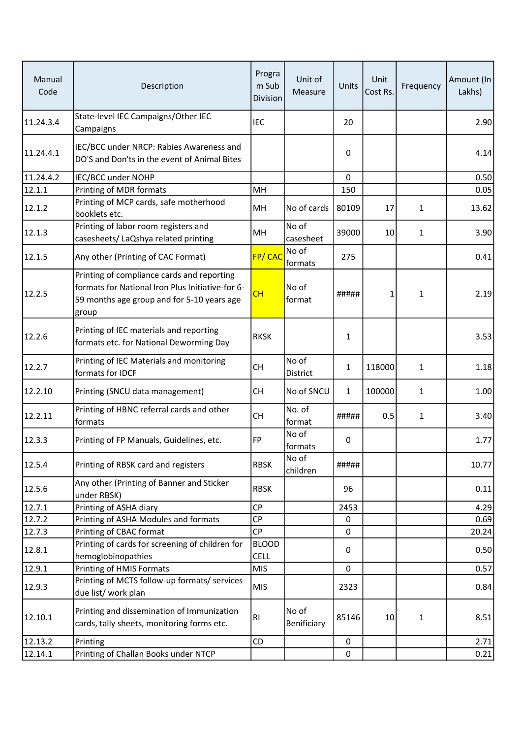| Manual Code | Description | Program Sub Division | Unit of Measure | Units | Unit Cost Rs. | Frequency | Amount (In Lakhs) |
|---|---|---|---|---|---|---|---|
| 11.24.3.4 | State-level IEC Campaigns/Other IEC Campaigns | IEC | | 20 | | | 2.90 |
| 11.24.4.1 | IEC/BCC under NRCP: Rabies Awareness and DO'S and Don'ts in the event of Animal Bites | | | 0 | | | 4.14 |
| 11.24.4.2 | IEC/BCC under NOHP | | | 0 | | | 0.50 |
| 12.1.1 | Printing of MDR formats | MH | | 150 | | | 0.05 |
| 12.1.2 | Printing of MCP cards, safe motherhood booklets etc. | MH | No of cards | 80109 | 17 | 1 | 13.62 |
| 12.1.3 | Printing of labor room registers and casesheets/ LaQshya related printing | MH | No of casesheet | 39000 | 10 | 1 | 3.90 |
| 12.1.5 | Any other (Printing of CAC Format) | FP/ CAC | No of formats | 275 | | | 0.41 |
| 12.2.5 | Printing of compliance cards and reporting formats for National Iron Plus Initiative-for 6-59 months age group and for 5-10 years age group | CH | No of format | ##### | 1 | 1 | 2.19 |
| 12.2.6 | Printing of IEC materials and reporting formats etc. for National Deworming Day | RKSK | | 1 | | | 3.53 |
| 12.2.7 | Printing of IEC Materials and monitoring formats for IDCF | CH | No of District | 1 | 118000 | 1 | 1.18 |
| 12.2.10 | Printing (SNCU data management) | CH | No of SNCU | 1 | 100000 | 1 | 1.00 |
| 12.2.11 | Printing of HBNC referral cards and other formats | CH | No. of format | ##### | 0.5 | 1 | 3.40 |
| 12.3.3 | Printing of FP Manuals, Guidelines, etc. | FP | No of formats | 0 | | | 1.77 |
| 12.5.4 | Printing of RBSK card and registers | RBSK | No of children | ##### | | | 10.77 |
| 12.5.6 | Any other (Printing of Banner and Sticker under RBSK) | RBSK | | 96 | | | 0.11 |
| 12.7.1 | Printing of ASHA diary | CP | | 2453 | | | 4.29 |
| 12.7.2 | Printing of ASHA Modules and formats | CP | | 0 | | | 0.69 |
| 12.7.3 | Printing of CBAC format | CP | | 0 | | | 20.24 |
| 12.8.1 | Printing of cards for screening of children for hemoglobinopathies | BLOOD CELL | | 0 | | | 0.50 |
| 12.9.1 | Printing of HMIS Formats | MIS | | 0 | | | 0.57 |
| 12.9.3 | Printing of MCTS follow-up formats/ services due list/ work plan | MIS | | 2323 | | | 0.84 |
| 12.10.1 | Printing and dissemination of Immunization cards, tally sheets, monitoring forms etc. | RI | No of Benificiary | 85146 | 10 | 1 | 8.51 |
| 12.13.2 | Printing | CD | | 0 | | | 2.71 |
| 12.14.1 | Printing of Challan Books under NTCP | | | 0 | | | 0.21 |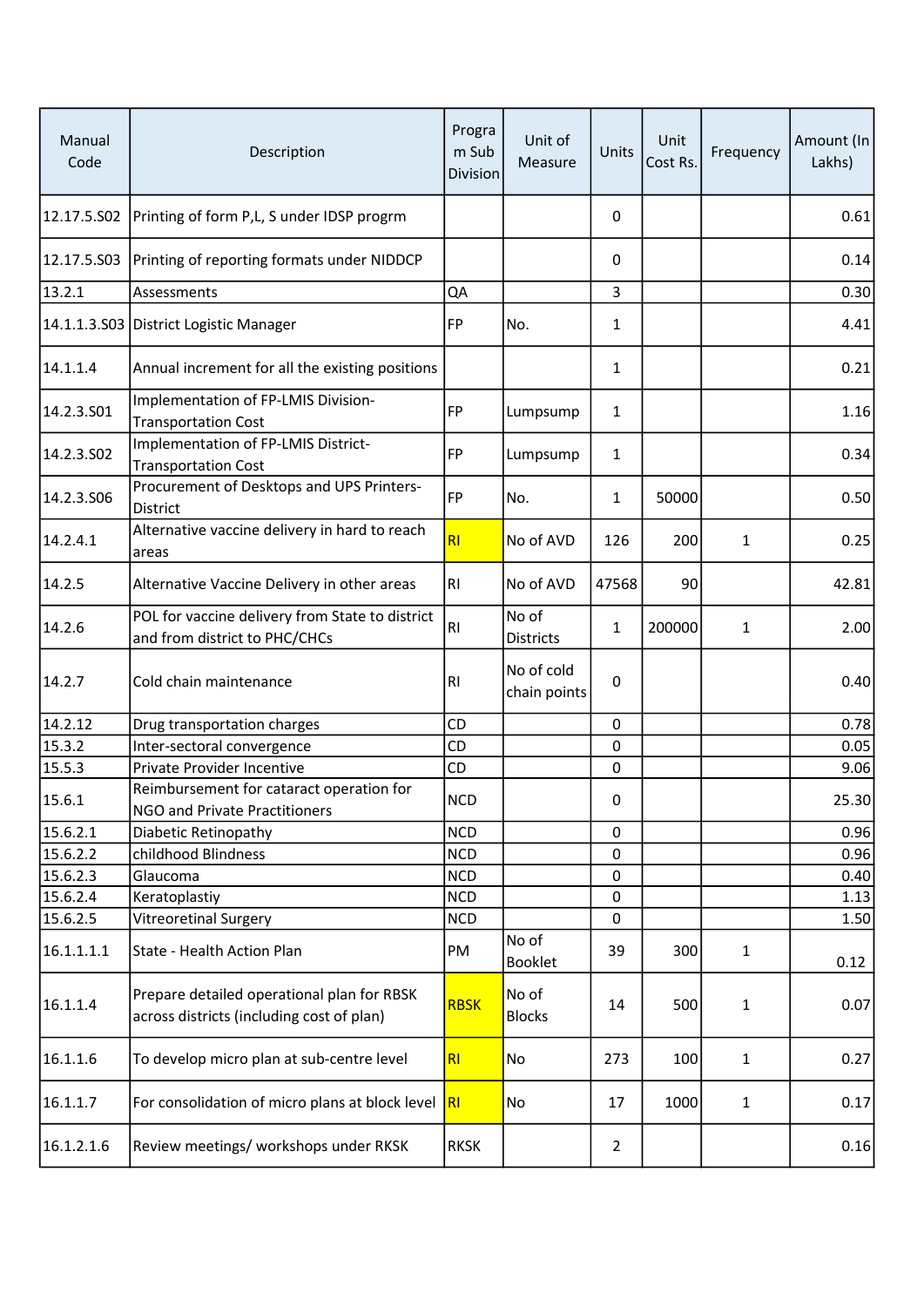| Manual Code | Description | Program Sub Division | Unit of Measure | Units | Unit Cost Rs. | Frequency | Amount (In Lakhs) |
|---|---|---|---|---|---|---|---|
| 12.17.5.S02 | Printing of form P,L, S under IDSP progrm | | | 0 | | | 0.61 |
| 12.17.5.S03 | Printing of reporting formats under NIDDCP | | | 0 | | | 0.14 |
| 13.2.1 | Assessments | QA | | 3 | | | 0.30 |
| 14.1.1.3.S03 | District Logistic Manager | FP | No. | 1 | | | 4.41 |
| 14.1.1.4 | Annual increment for all the existing positions | | | 1 | | | 0.21 |
| 14.2.3.S01 | Implementation of FP-LMIS Division-Transportation Cost | FP | Lumpsump | 1 | | | 1.16 |
| 14.2.3.S02 | Implementation of FP-LMIS District-Transportation Cost | FP | Lumpsump | 1 | | | 0.34 |
| 14.2.3.S06 | Procurement of Desktops and UPS Printers-District | FP | No. | 1 | 50000 | | 0.50 |
| 14.2.4.1 | Alternative vaccine delivery in hard to reach areas | RI | No of AVD | 126 | 200 | 1 | 0.25 |
| 14.2.5 | Alternative Vaccine Delivery in other areas | RI | No of AVD | 47568 | 90 | | 42.81 |
| 14.2.6 | POL for vaccine delivery from State to district and from district to PHC/CHCs | RI | No of Districts | 1 | 200000 | 1 | 2.00 |
| 14.2.7 | Cold chain maintenance | RI | No of cold chain points | 0 | | | 0.40 |
| 14.2.12 | Drug transportation charges | CD | | 0 | | | 0.78 |
| 15.3.2 | Inter-sectoral convergence | CD | | 0 | | | 0.05 |
| 15.5.3 | Private Provider Incentive | CD | | 0 | | | 9.06 |
| 15.6.1 | Reimbursement for cataract operation for NGO and Private Practitioners | NCD | | 0 | | | 25.30 |
| 15.6.2.1 | Diabetic Retinopathy | NCD | | 0 | | | 0.96 |
| 15.6.2.2 | childhood Blindness | NCD | | 0 | | | 0.96 |
| 15.6.2.3 | Glaucoma | NCD | | 0 | | | 0.40 |
| 15.6.2.4 | Keratoplastiy | NCD | | 0 | | | 1.13 |
| 15.6.2.5 | Vitreoretinal Surgery | NCD | | 0 | | | 1.50 |
| 16.1.1.1.1 | State - Health Action Plan | PM | No of Booklet | 39 | 300 | 1 | 0.12 |
| 16.1.1.4 | Prepare detailed operational plan for RBSK across districts (including cost of plan) | RBSK | No of Blocks | 14 | 500 | 1 | 0.07 |
| 16.1.1.6 | To develop micro plan at sub-centre level | RI | No | 273 | 100 | 1 | 0.27 |
| 16.1.1.7 | For consolidation of micro plans at block level | RI | No | 17 | 1000 | 1 | 0.17 |
| 16.1.2.1.6 | Review meetings/ workshops under RKSK | RKSK | | 2 | | | 0.16 |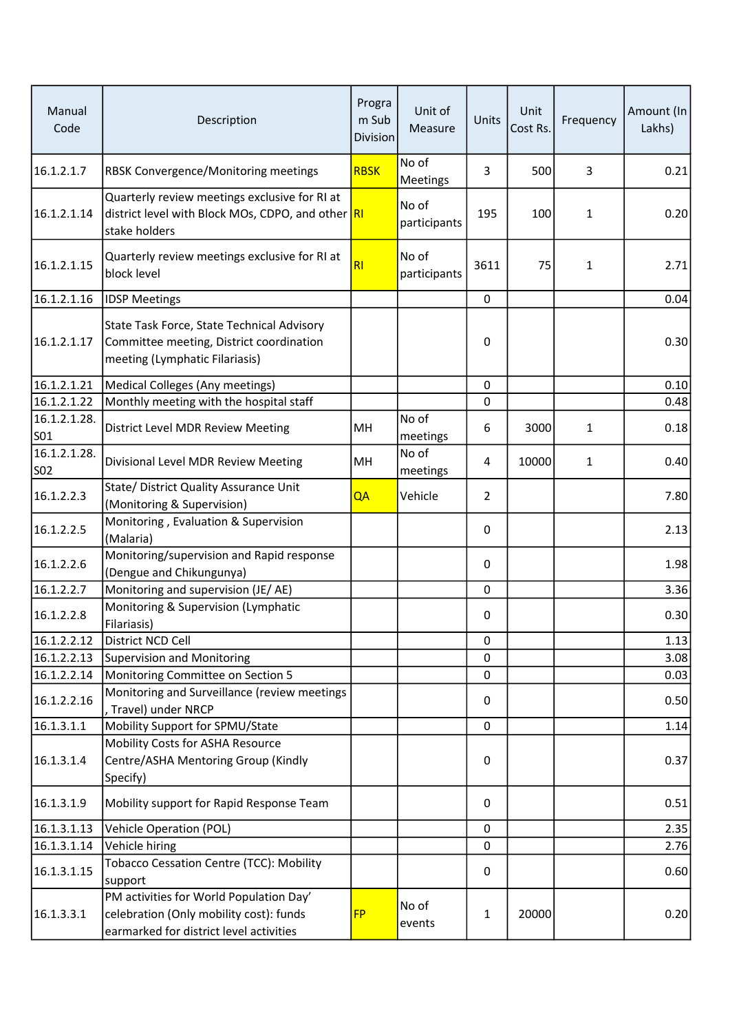| Manual Code | Description | Program Sub Division | Unit of Measure | Units | Unit Cost Rs. | Frequency | Amount (In Lakhs) |
|---|---|---|---|---|---|---|---|
| 16.1.2.1.7 | RBSK Convergence/Monitoring meetings | RBSK | No of Meetings | 3 | 500 | 3 | 0.21 |
| 16.1.2.1.14 | Quarterly review meetings exclusive for RI at district level with Block MOs, CDPO, and other stake holders | RI | No of participants | 195 | 100 | 1 | 0.20 |
| 16.1.2.1.15 | Quarterly review meetings exclusive for RI at block level | RI | No of participants | 3611 | 75 | 1 | 2.71 |
| 16.1.2.1.16 | IDSP Meetings | | | 0 | | | 0.04 |
| 16.1.2.1.17 | State Task Force, State Technical Advisory Committee meeting, District coordination meeting (Lymphatic Filariasis) | | | 0 | | | 0.30 |
| 16.1.2.1.21 | Medical Colleges (Any meetings) | | | 0 | | | 0.10 |
| 16.1.2.1.22 | Monthly meeting with the hospital staff | | | 0 | | | 0.48 |
| 16.1.2.1.28.S01 | District Level MDR Review Meeting | MH | No of meetings | 6 | 3000 | 1 | 0.18 |
| 16.1.2.1.28.S02 | Divisional Level MDR Review Meeting | MH | No of meetings | 4 | 10000 | 1 | 0.40 |
| 16.1.2.2.3 | State/ District Quality Assurance Unit (Monitoring & Supervision) | QA | Vehicle | 2 | | | 7.80 |
| 16.1.2.2.5 | Monitoring , Evaluation & Supervision (Malaria) | | | 0 | | | 2.13 |
| 16.1.2.2.6 | Monitoring/supervision and Rapid response (Dengue and Chikungunya) | | | 0 | | | 1.98 |
| 16.1.2.2.7 | Monitoring and supervision (JE/ AE) | | | 0 | | | 3.36 |
| 16.1.2.2.8 | Monitoring & Supervision (Lymphatic Filariasis) | | | 0 | | | 0.30 |
| 16.1.2.2.12 | District NCD Cell | | | 0 | | | 1.13 |
| 16.1.2.2.13 | Supervision and Monitoring | | | 0 | | | 3.08 |
| 16.1.2.2.14 | Monitoring Committee on Section 5 | | | 0 | | | 0.03 |
| 16.1.2.2.16 | Monitoring and Surveillance (review meetings , Travel) under NRCP | | | 0 | | | 0.50 |
| 16.1.3.1.1 | Mobility Support for SPMU/State | | | 0 | | | 1.14 |
| 16.1.3.1.4 | Mobility Costs for ASHA Resource Centre/ASHA Mentoring Group (Kindly Specify) | | | 0 | | | 0.37 |
| 16.1.3.1.9 | Mobility support for Rapid Response Team | | | 0 | | | 0.51 |
| 16.1.3.1.13 | Vehicle Operation (POL) | | | 0 | | | 2.35 |
| 16.1.3.1.14 | Vehicle hiring | | | 0 | | | 2.76 |
| 16.1.3.1.15 | Tobacco Cessation Centre (TCC): Mobility support | | | 0 | | | 0.60 |
| 16.1.3.3.1 | PM activities for World Population Day' celebration (Only mobility cost): funds earmarked for district level activities | FP | No of events | 1 | 20000 | | 0.20 |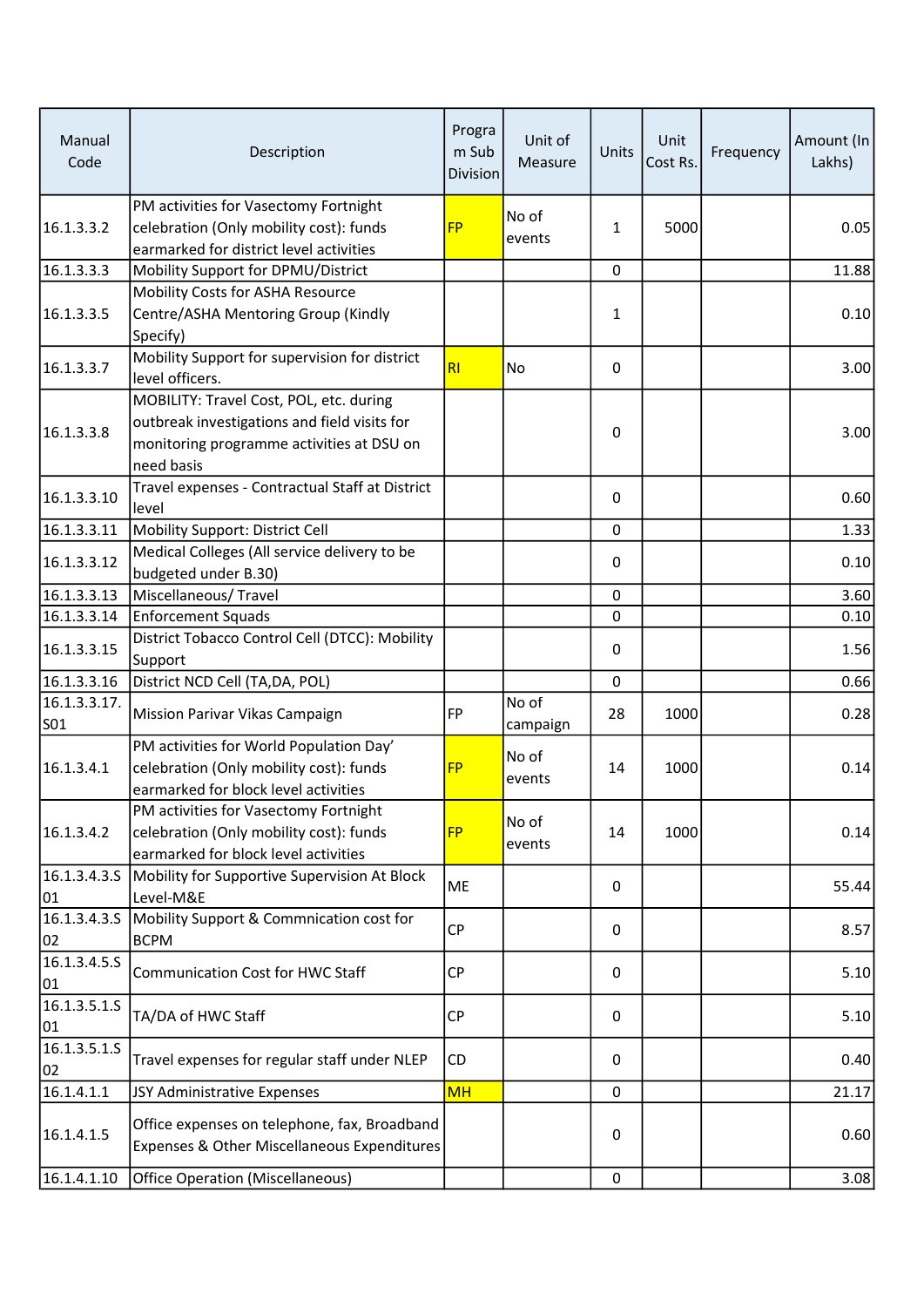| Manual Code | Description | Program Sub Division | Unit of Measure | Units | Unit Cost Rs. | Frequency | Amount (In Lakhs) |
|---|---|---|---|---|---|---|---|
| 16.1.3.3.2 | PM activities for Vasectomy Fortnight celebration (Only mobility cost): funds earmarked for district level activities | FP | No of events | 1 | 5000 | | 0.05 |
| 16.1.3.3.3 | Mobility Support for DPMU/District | | | 0 | | | 11.88 |
| 16.1.3.3.5 | Mobility Costs for ASHA Resource Centre/ASHA Mentoring Group (Kindly Specify) | | | 1 | | | 0.10 |
| 16.1.3.3.7 | Mobility Support for supervision for district level officers. | RI | No | 0 | | | 3.00 |
| 16.1.3.3.8 | MOBILITY: Travel Cost, POL, etc. during outbreak investigations and field visits for monitoring programme activities at DSU on need basis | | | 0 | | | 3.00 |
| 16.1.3.3.10 | Travel expenses - Contractual Staff at District level | | | 0 | | | 0.60 |
| 16.1.3.3.11 | Mobility Support: District Cell | | | 0 | | | 1.33 |
| 16.1.3.3.12 | Medical Colleges (All service delivery to be budgeted under B.30) | | | 0 | | | 0.10 |
| 16.1.3.3.13 | Miscellaneous/ Travel | | | 0 | | | 3.60 |
| 16.1.3.3.14 | Enforcement Squads | | | 0 | | | 0.10 |
| 16.1.3.3.15 | District Tobacco Control Cell (DTCC): Mobility Support | | | 0 | | | 1.56 |
| 16.1.3.3.16 | District NCD Cell (TA,DA, POL) | | | 0 | | | 0.66 |
| 16.1.3.3.17.S01 | Mission Parivar Vikas Campaign | FP | No of campaign | 28 | 1000 | | 0.28 |
| 16.1.3.4.1 | PM activities for World Population Day' celebration (Only mobility cost): funds earmarked for block level activities | FP | No of events | 14 | 1000 | | 0.14 |
| 16.1.3.4.2 | PM activities for Vasectomy Fortnight celebration (Only mobility cost): funds earmarked for block level activities | FP | No of events | 14 | 1000 | | 0.14 |
| 16.1.3.4.3.S01 | Mobility for Supportive Supervision At Block Level-M&E | ME | | 0 | | | 55.44 |
| 16.1.3.4.3.S02 | Mobility Support & Commnication cost for BCPM | CP | | 0 | | | 8.57 |
| 16.1.3.4.5.S01 | Communication Cost for HWC Staff | CP | | 0 | | | 5.10 |
| 16.1.3.5.1.S01 | TA/DA of HWC Staff | CP | | 0 | | | 5.10 |
| 16.1.3.5.1.S02 | Travel expenses for regular staff under NLEP | CD | | 0 | | | 0.40 |
| 16.1.4.1.1 | JSY Administrative Expenses | MH | | 0 | | | 21.17 |
| 16.1.4.1.5 | Office expenses on telephone, fax, Broadband Expenses & Other Miscellaneous Expenditures | | | 0 | | | 0.60 |
| 16.1.4.1.10 | Office Operation (Miscellaneous) | | | 0 | | | 3.08 |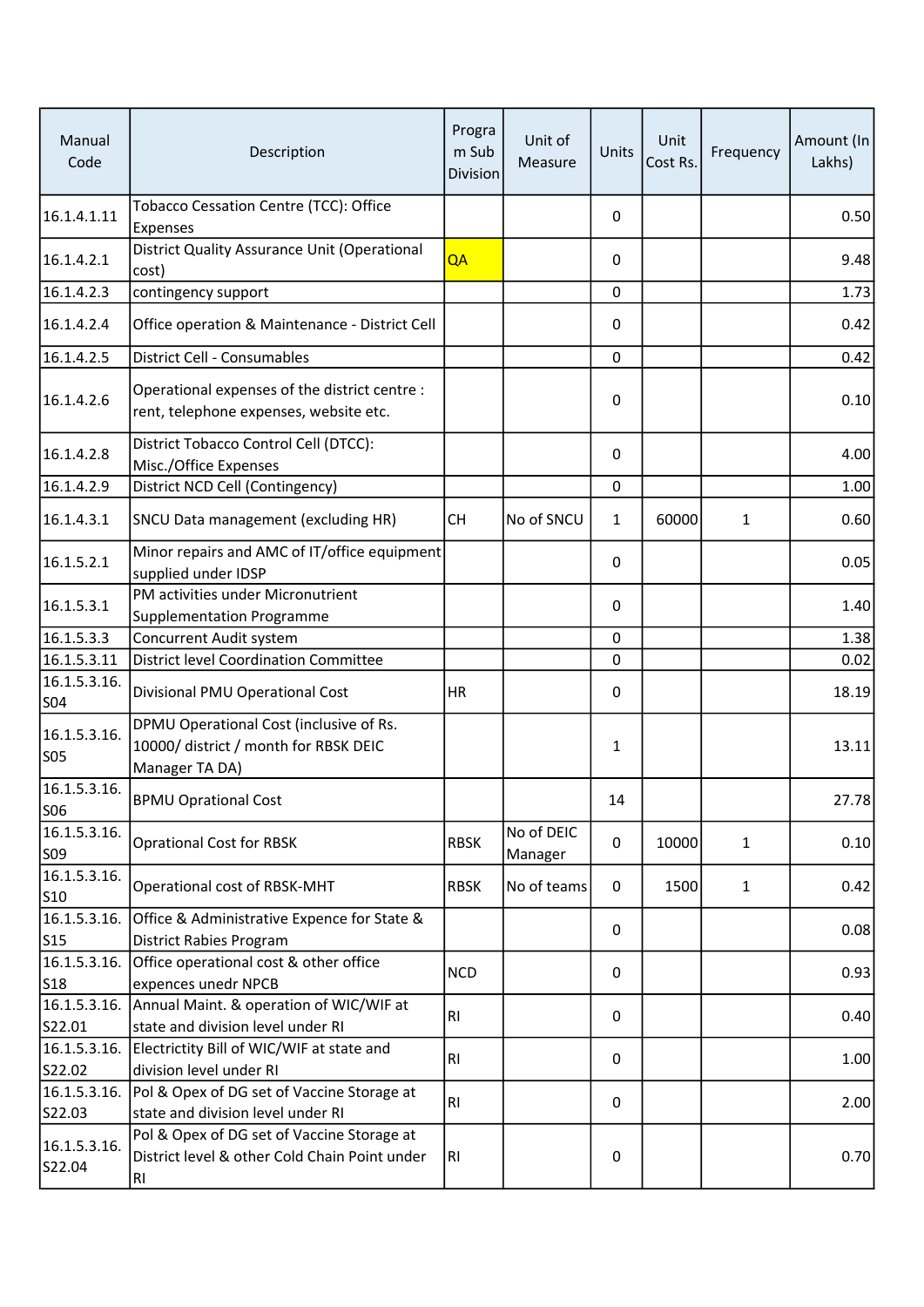| Manual Code | Description | Program Sub Division | Unit of Measure | Units | Unit Cost Rs. | Frequency | Amount (In Lakhs) |
|---|---|---|---|---|---|---|---|
| 16.1.4.1.11 | Tobacco Cessation Centre (TCC): Office Expenses | | | 0 | | | 0.50 |
| 16.1.4.2.1 | District Quality Assurance Unit (Operational cost) | QA | | 0 | | | 9.48 |
| 16.1.4.2.3 | contingency support | | | 0 | | | 1.73 |
| 16.1.4.2.4 | Office operation & Maintenance - District Cell | | | 0 | | | 0.42 |
| 16.1.4.2.5 | District Cell - Consumables | | | 0 | | | 0.42 |
| 16.1.4.2.6 | Operational expenses of the district centre : rent, telephone expenses, website etc. | | | 0 | | | 0.10 |
| 16.1.4.2.8 | District Tobacco Control Cell (DTCC): Misc./Office Expenses | | | 0 | | | 4.00 |
| 16.1.4.2.9 | District NCD Cell (Contingency) | | | 0 | | | 1.00 |
| 16.1.4.3.1 | SNCU Data management (excluding HR) | CH | No of SNCU | 1 | 60000 | 1 | 0.60 |
| 16.1.5.2.1 | Minor repairs and AMC of IT/office equipment supplied under IDSP | | | 0 | | | 0.05 |
| 16.1.5.3.1 | PM activities under Micronutrient Supplementation Programme | | | 0 | | | 1.40 |
| 16.1.5.3.3 | Concurrent Audit system | | | 0 | | | 1.38 |
| 16.1.5.3.11 | District level Coordination Committee | | | 0 | | | 0.02 |
| 16.1.5.3.16.S04 | Divisional PMU Operational Cost | HR | | 0 | | | 18.19 |
| 16.1.5.3.16.S05 | DPMU Operational Cost (inclusive of Rs. 10000/ district / month for RBSK DEIC Manager TA DA) | | | 1 | | | 13.11 |
| 16.1.5.3.16.S06 | BPMU Oprational Cost | | | 14 | | | 27.78 |
| 16.1.5.3.16.S09 | Oprational Cost for RBSK | RBSK | No of DEIC Manager | 0 | 10000 | 1 | 0.10 |
| 16.1.5.3.16.S10 | Operational cost of RBSK-MHT | RBSK | No of teams | 0 | 1500 | 1 | 0.42 |
| 16.1.5.3.16.S15 | Office & Administrative Expence for State & District Rabies Program | | | 0 | | | 0.08 |
| 16.1.5.3.16.S18 | Office operational cost & other office expences unedr NPCB | NCD | | 0 | | | 0.93 |
| 16.1.5.3.16.S22.01 | Annual Maint. & operation of WIC/WIF at state and division level under RI | RI | | 0 | | | 0.40 |
| 16.1.5.3.16.S22.02 | Electrictity Bill of WIC/WIF at state and division level under RI | RI | | 0 | | | 1.00 |
| 16.1.5.3.16.S22.03 | Pol & Opex of DG set of Vaccine Storage at state and division level under RI | RI | | 0 | | | 2.00 |
| 16.1.5.3.16.S22.04 | Pol & Opex of DG set of Vaccine Storage at District level & other Cold Chain Point under RI | RI | | 0 | | | 0.70 |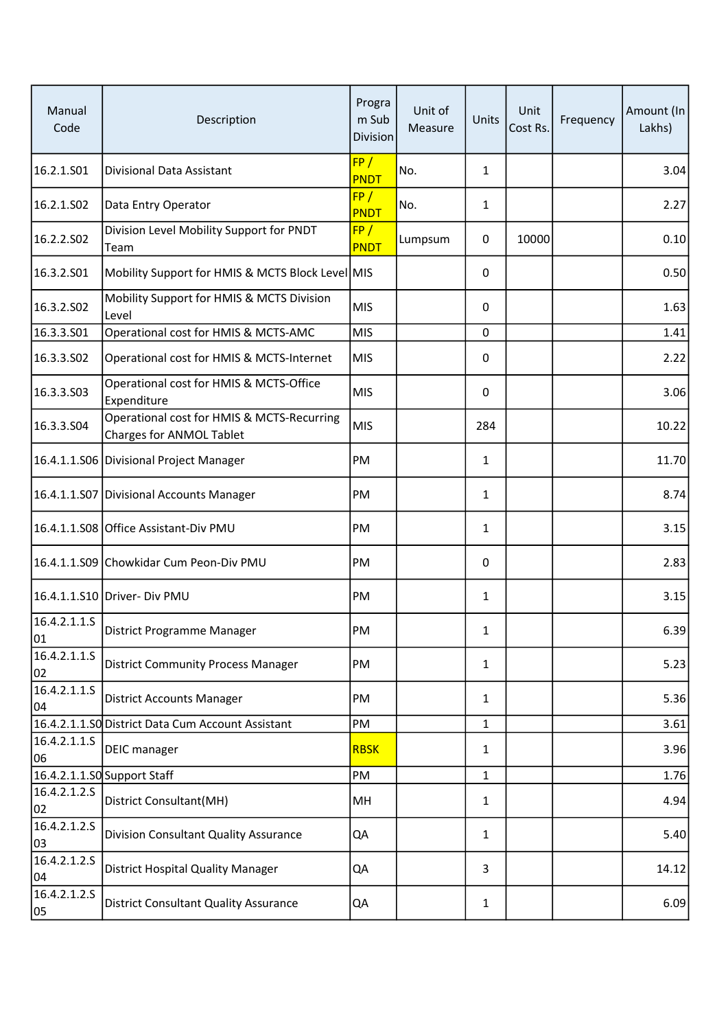| Manual Code | Description | Program Sub Division | Unit of Measure | Units | Unit Cost Rs. | Frequency | Amount (In Lakhs) |
|---|---|---|---|---|---|---|---|
| 16.2.1.S01 | Divisional Data Assistant | FP / PNDT | No. | 1 | | | 3.04 |
| 16.2.1.S02 | Data Entry Operator | FP / PNDT | No. | 1 | | | 2.27 |
| 16.2.2.S02 | Division Level Mobility Support for PNDT Team | FP / PNDT | Lumpsum | 0 | 10000 | | 0.10 |
| 16.3.2.S01 | Mobility Support for HMIS & MCTS Block Level | MIS | | 0 | | | 0.50 |
| 16.3.2.S02 | Mobility Support for HMIS & MCTS Division Level | MIS | | 0 | | | 1.63 |
| 16.3.3.S01 | Operational cost for HMIS & MCTS-AMC | MIS | | 0 | | | 1.41 |
| 16.3.3.S02 | Operational cost for HMIS & MCTS-Internet | MIS | | 0 | | | 2.22 |
| 16.3.3.S03 | Operational cost for HMIS & MCTS-Office Expenditure | MIS | | 0 | | | 3.06 |
| 16.3.3.S04 | Operational cost for HMIS & MCTS-Recurring Charges for ANMOL Tablet | MIS | | 284 | | | 10.22 |
| 16.4.1.1.S06 | Divisional Project Manager | PM | | 1 | | | 11.70 |
| 16.4.1.1.S07 | Divisional Accounts Manager | PM | | 1 | | | 8.74 |
| 16.4.1.1.S08 | Office Assistant-Div PMU | PM | | 1 | | | 3.15 |
| 16.4.1.1.S09 | Chowkidar Cum Peon-Div PMU | PM | | 0 | | | 2.83 |
| 16.4.1.1.S10 | Driver- Div PMU | PM | | 1 | | | 3.15 |
| 16.4.2.1.1.S01 | District Programme Manager | PM | | 1 | | | 6.39 |
| 16.4.2.1.1.S02 | District Community Process Manager | PM | | 1 | | | 5.23 |
| 16.4.2.1.1.S04 | District Accounts Manager | PM | | 1 | | | 5.36 |
| 16.4.2.1.1.S0 | District Data Cum Account Assistant | PM | | 1 | | | 3.61 |
| 16.4.2.1.1.S06 | DEIC manager | RBSK | | 1 | | | 3.96 |
| 16.4.2.1.1.S0 | Support Staff | PM | | 1 | | | 1.76 |
| 16.4.2.1.2.S02 | District Consultant(MH) | MH | | 1 | | | 4.94 |
| 16.4.2.1.2.S03 | Division Consultant Quality Assurance | QA | | 1 | | | 5.40 |
| 16.4.2.1.2.S04 | District Hospital Quality Manager | QA | | 3 | | | 14.12 |
| 16.4.2.1.2.S05 | District Consultant Quality Assurance | QA | | 1 | | | 6.09 |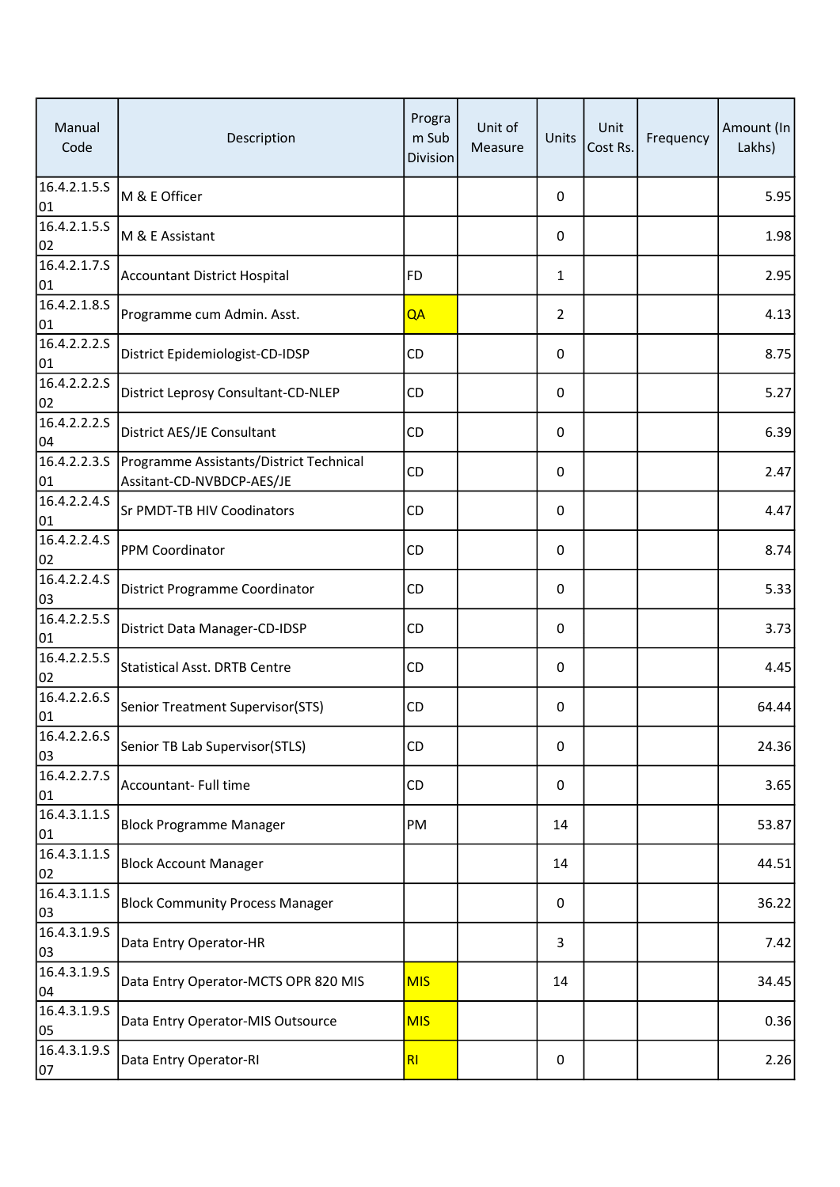| Manual Code | Description | Program Sub Division | Unit of Measure | Units | Unit Cost Rs. | Frequency | Amount (In Lakhs) |
|---|---|---|---|---|---|---|---|
| 16.4.2.1.5.S 01 | M & E Officer | | | 0 | | | 5.95 |
| 16.4.2.1.5.S 02 | M & E Assistant | | | 0 | | | 1.98 |
| 16.4.2.1.7.S 01 | Accountant District Hospital | FD | | 1 | | | 2.95 |
| 16.4.2.1.8.S 01 | Programme cum Admin. Asst. | QA | | 2 | | | 4.13 |
| 16.4.2.2.2.S 01 | District Epidemiologist-CD-IDSP | CD | | 0 | | | 8.75 |
| 16.4.2.2.2.S 02 | District Leprosy Consultant-CD-NLEP | CD | | 0 | | | 5.27 |
| 16.4.2.2.2.S 04 | District AES/JE Consultant | CD | | 0 | | | 6.39 |
| 16.4.2.2.3.S 01 | Programme Assistants/District Technical Assitant-CD-NVBDCP-AES/JE | CD | | 0 | | | 2.47 |
| 16.4.2.2.4.S 01 | Sr PMDT-TB HIV Coodinators | CD | | 0 | | | 4.47 |
| 16.4.2.2.4.S 02 | PPM Coordinator | CD | | 0 | | | 8.74 |
| 16.4.2.2.4.S 03 | District Programme Coordinator | CD | | 0 | | | 5.33 |
| 16.4.2.2.5.S 01 | District Data Manager-CD-IDSP | CD | | 0 | | | 3.73 |
| 16.4.2.2.5.S 02 | Statistical Asst. DRTB Centre | CD | | 0 | | | 4.45 |
| 16.4.2.2.6.S 01 | Senior Treatment Supervisor(STS) | CD | | 0 | | | 64.44 |
| 16.4.2.2.6.S 03 | Senior TB Lab Supervisor(STLS) | CD | | 0 | | | 24.36 |
| 16.4.2.2.7.S 01 | Accountant- Full time | CD | | 0 | | | 3.65 |
| 16.4.3.1.1.S 01 | Block Programme Manager | PM | | 14 | | | 53.87 |
| 16.4.3.1.1.S 02 | Block Account Manager | | | 14 | | | 44.51 |
| 16.4.3.1.1.S 03 | Block Community Process Manager | | | 0 | | | 36.22 |
| 16.4.3.1.9.S 03 | Data Entry Operator-HR | | | 3 | | | 7.42 |
| 16.4.3.1.9.S 04 | Data Entry Operator-MCTS OPR 820 MIS | MIS | | 14 | | | 34.45 |
| 16.4.3.1.9.S 05 | Data Entry Operator-MIS Outsource | MIS | | | | | 0.36 |
| 16.4.3.1.9.S 07 | Data Entry Operator-RI | RI | | 0 | | | 2.26 |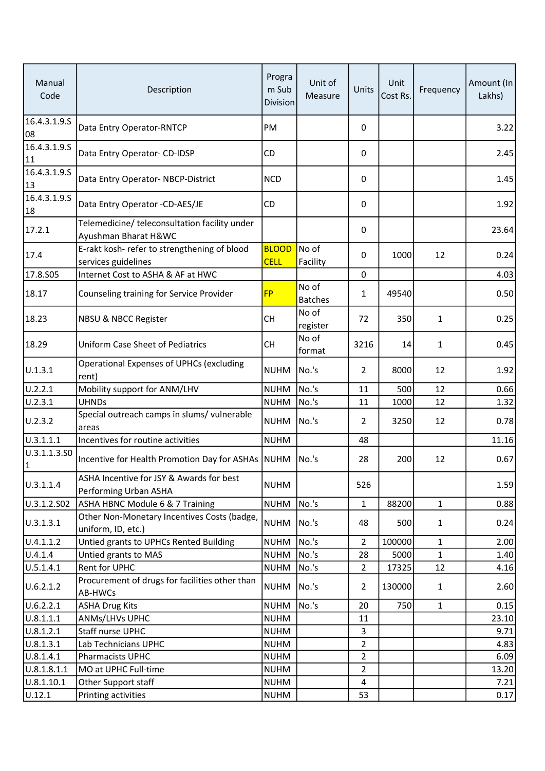| Manual Code | Description | Program Sub Division | Unit of Measure | Units | Unit Cost Rs. | Frequency | Amount (In Lakhs) |
|---|---|---|---|---|---|---|---|
| 16.4.3.1.9.S08 | Data Entry Operator-RNTCP | PM | | 0 | | | 3.22 |
| 16.4.3.1.9.S11 | Data Entry Operator- CD-IDSP | CD | | 0 | | | 2.45 |
| 16.4.3.1.9.S13 | Data Entry Operator- NBCP-District | NCD | | 0 | | | 1.45 |
| 16.4.3.1.9.S18 | Data Entry Operator -CD-AES/JE | CD | | 0 | | | 1.92 |
| 17.2.1 | Telemedicine/ teleconsultation facility under Ayushman Bharat H&WC | | | 0 | | | 23.64 |
| 17.4 | E-rakt kosh- refer to strengthening of blood services guidelines | BLOOD CELL | No of Facility | 0 | 1000 | 12 | 0.24 |
| 17.8.S05 | Internet Cost to ASHA & AF at HWC | | | 0 | | | 4.03 |
| 18.17 | Counseling training for Service Provider | FP | No of Batches | 1 | 49540 | | 0.50 |
| 18.23 | NBSU & NBCC Register | CH | No of register | 72 | 350 | 1 | 0.25 |
| 18.29 | Uniform Case Sheet of Pediatrics | CH | No of format | 3216 | 14 | 1 | 0.45 |
| U.1.3.1 | Operational Expenses of UPHCs (excluding rent) | NUHM | No.'s | 2 | 8000 | 12 | 1.92 |
| U.2.2.1 | Mobility support for ANM/LHV | NUHM | No.'s | 11 | 500 | 12 | 0.66 |
| U.2.3.1 | UHNDs | NUHM | No.'s | 11 | 1000 | 12 | 1.32 |
| U.2.3.2 | Special outreach camps in slums/ vulnerable areas | NUHM | No.'s | 2 | 3250 | 12 | 0.78 |
| U.3.1.1.1 | Incentives for routine activities | NUHM | | 48 | | | 11.16 |
| U.3.1.1.3.S01 | Incentive for Health Promotion Day for ASHAs | NUHM | No.'s | 28 | 200 | 12 | 0.67 |
| U.3.1.1.4 | ASHA Incentive for JSY & Awards for best Performing Urban ASHA | NUHM | | 526 | | | 1.59 |
| U.3.1.2.S02 | ASHA HBNC Module 6 & 7 Training | NUHM | No.'s | 1 | 88200 | 1 | 0.88 |
| U.3.1.3.1 | Other Non-Monetary Incentives Costs (badge, uniform, ID, etc.) | NUHM | No.'s | 48 | 500 | 1 | 0.24 |
| U.4.1.1.2 | Untied grants to UPHCs Rented Building | NUHM | No.'s | 2 | 100000 | 1 | 2.00 |
| U.4.1.4 | Untied grants to MAS | NUHM | No.'s | 28 | 5000 | 1 | 1.40 |
| U.5.1.4.1 | Rent for UPHC | NUHM | No.'s | 2 | 17325 | 12 | 4.16 |
| U.6.2.1.2 | Procurement of drugs for facilities other than AB-HWCs | NUHM | No.'s | 2 | 130000 | 1 | 2.60 |
| U.6.2.2.1 | ASHA Drug Kits | NUHM | No.'s | 20 | 750 | 1 | 0.15 |
| U.8.1.1.1 | ANMs/LHVs UPHC | NUHM | | 11 | | | 23.10 |
| U.8.1.2.1 | Staff nurse UPHC | NUHM | | 3 | | | 9.71 |
| U.8.1.3.1 | Lab Technicians UPHC | NUHM | | 2 | | | 4.83 |
| U.8.1.4.1 | Pharmacists UPHC | NUHM | | 2 | | | 6.09 |
| U.8.1.8.1.1 | MO at UPHC Full-time | NUHM | | 2 | | | 13.20 |
| U.8.1.10.1 | Other Support staff | NUHM | | 4 | | | 7.21 |
| U.12.1 | Printing activities | NUHM | | 53 | | | 0.17 |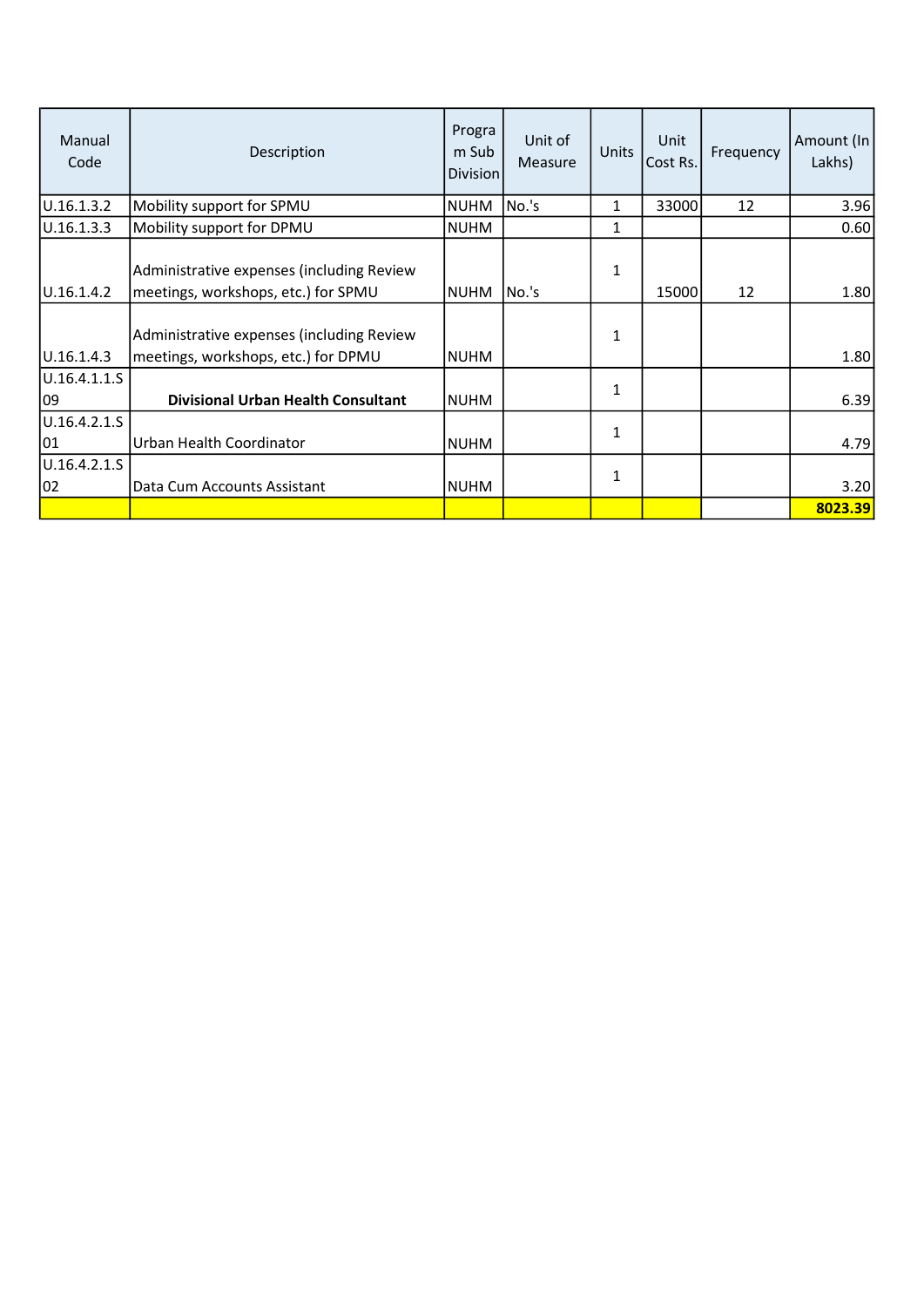| Manual Code | Description | Program Sub Division | Unit of Measure | Units | Unit Cost Rs. | Frequency | Amount (In Lakhs) |
|---|---|---|---|---|---|---|---|
| U.16.1.3.2 | Mobility support for SPMU | NUHM | No.'s | 1 | 33000 | 12 | 3.96 |
| U.16.1.3.3 | Mobility support for DPMU | NUHM | | 1 | | | 0.60 |
| U.16.1.4.2 | Administrative expenses (including Review meetings, workshops, etc.) for SPMU | NUHM | No.'s | 1 | 15000 | 12 | 1.80 |
| U.16.1.4.3 | Administrative expenses (including Review meetings, workshops, etc.) for DPMU | NUHM | | 1 | | | 1.80 |
| U.16.4.1.1.S09 | **Divisional Urban Health Consultant** | NUHM | | 1 | | | 6.39 |
| U.16.4.2.1.S01 | Urban Health Coordinator | NUHM | | 1 | | | 4.79 |
| U.16.4.2.1.S02 | Data Cum Accounts Assistant | NUHM | | 1 | | | 3.20 |
| | | | | | | | **8023.39** |